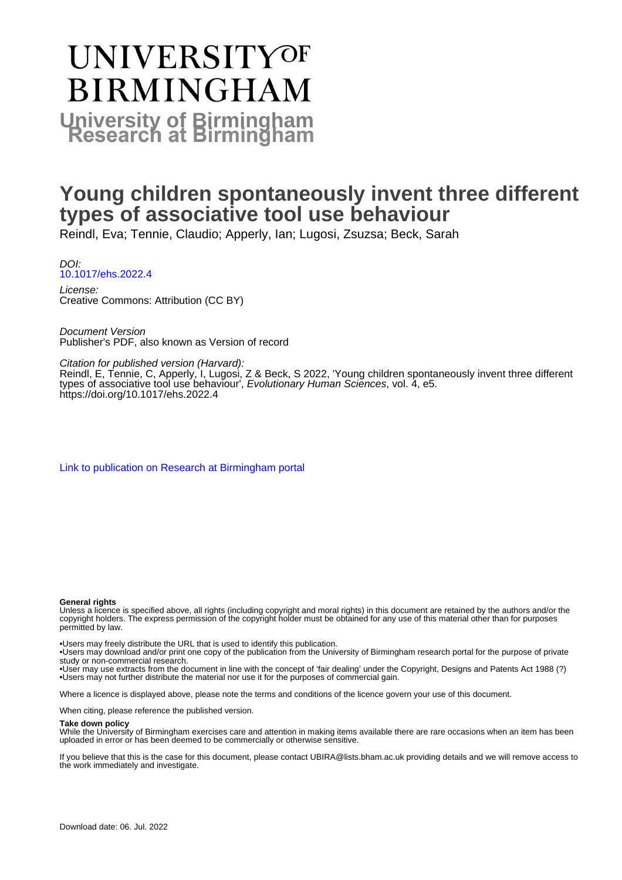# UNIVERSITY OF BIRMINGHAM

**University of Birmingham Research at Birmingham**

# Young children spontaneously invent three different types of associative tool use behaviour

Reindl, Eva; Tennie, Claudio; Apperly, Ian; Lugosi, Zsuzsa; Beck, Sarah

*DOI:*
[10.1017/ehs.2022.4](https://doi.org/10.1017/ehs.2022.4)

*License:*
Creative Commons: Attribution (CC BY)

*Document Version*
Publisher's PDF, also known as Version of record

*Citation for published version (Harvard):*
Reindl, E, Tennie, C, Apperly, I, Lugosi, Z & Beck, S 2022, 'Young children spontaneously invent three different types of associative tool use behaviour', *Evolutionary Human Sciences*, vol. 4, e5. https://doi.org/10.1017/ehs.2022.4

[Link to publication on Research at Birmingham portal]

**General rights**
Unless a licence is specified above, all rights (including copyright and moral rights) in this document are retained by the authors and/or the copyright holders. The express permission of the copyright holder must be obtained for any use of this material other than for purposes permitted by law.

•Users may freely distribute the URL that is used to identify this publication.
•Users may download and/or print one copy of the publication from the University of Birmingham research portal for the purpose of private study or non-commercial research.
•User may use extracts from the document in line with the concept of 'fair dealing' under the Copyright, Designs and Patents Act 1988 (?)
•Users may not further distribute the material nor use it for the purposes of commercial gain.

Where a licence is displayed above, please note the terms and conditions of the licence govern your use of this document.

When citing, please reference the published version.

**Take down policy**
While the University of Birmingham exercises care and attention in making items available there are rare occasions when an item has been uploaded in error or has been deemed to be commercially or otherwise sensitive.

If you believe that this is the case for this document, please contact UBIRA@lists.bham.ac.uk providing details and we will remove access to the work immediately and investigate.

Download date: 06. Jul. 2022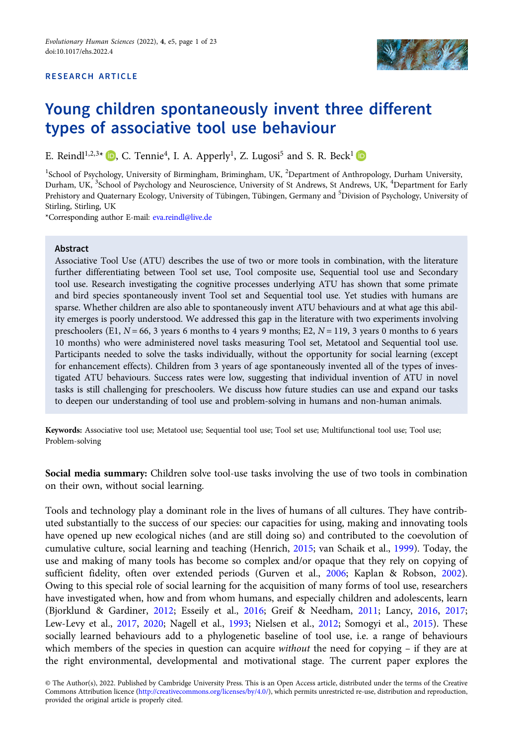RESEARCH ARTICLE

# Young children spontaneously invent three different types of associative tool use behaviour

E. Reindl[1,2,3*], C. Tennie[4], I. A. Apperly[1], Z. Lugosi[5] and S. R. Beck[1]

[1]School of Psychology, University of Birmingham, Brimingham, UK, [2]Department of Anthropology, Durham University, Durham, UK, [3]School of Psychology and Neuroscience, University of St Andrews, St Andrews, UK, [4]Department for Early Prehistory and Quaternary Ecology, University of Tübingen, Tübingen, Germany and [5]Division of Psychology, University of Stirling, Stirling, UK

*Corresponding author E-mail: eva.reindl@live.de

## Abstract

Associative Tool Use (ATU) describes the use of two or more tools in combination, with the literature further differentiating between Tool set use, Tool composite use, Sequential tool use and Secondary tool use. Research investigating the cognitive processes underlying ATU has shown that some primate and bird species spontaneously invent Tool set and Sequential tool use. Yet studies with humans are sparse. Whether children are also able to spontaneously invent ATU behaviours and at what age this ability emerges is poorly understood. We addressed this gap in the literature with two experiments involving preschoolers (E1, $N = 66$, 3 years 6 months to 4 years 9 months; E2, $N = 119$, 3 years 0 months to 6 years 10 months) who were administered novel tasks measuring Tool set, Metatool and Sequential tool use. Participants needed to solve the tasks individually, without the opportunity for social learning (except for enhancement effects). Children from 3 years of age spontaneously invented all of the types of investigated ATU behaviours. Success rates were low, suggesting that individual invention of ATU in novel tasks is still challenging for preschoolers. We discuss how future studies can use and expand our tasks to deepen our understanding of tool use and problem-solving in humans and non-human animals.

**Keywords:** Associative tool use; Metatool use; Sequential tool use; Tool set use; Multifunctional tool use; Tool use; Problem-solving

**Social media summary:** Children solve tool-use tasks involving the use of two tools in combination on their own, without social learning.

Tools and technology play a dominant role in the lives of humans of all cultures. They have contributed substantially to the success of our species: our capacities for using, making and innovating tools have opened up new ecological niches (and are still doing so) and contributed to the coevolution of cumulative culture, social learning and teaching (Henrich, 2015; van Schaik et al., 1999). Today, the use and making of many tools has become so complex and/or opaque that they rely on copying of sufficient fidelity, often over extended periods (Gurven et al., 2006; Kaplan & Robson, 2002). Owing to this special role of social learning for the acquisition of many forms of tool use, researchers have investigated when, how and from whom humans, and especially children and adolescents, learn (Bjorklund & Gardiner, 2012; Esseily et al., 2016; Greif & Needham, 2011; Lancy, 2016, 2017; Lew-Levy et al., 2017, 2020; Nagell et al., 1993; Nielsen et al., 2012; Somogyi et al., 2015). These socially learned behaviours add to a phylogenetic baseline of tool use, i.e. a range of behaviours which members of the species in question can acquire *without* the need for copying – if they are at the right environmental, developmental and motivational stage. The current paper explores the

© The Author(s), 2022. Published by Cambridge University Press. This is an Open Access article, distributed under the terms of the Creative Commons Attribution licence (http://creativecommons.org/licenses/by/4.0/), which permits unrestricted re-use, distribution and reproduction, provided the original article is properly cited.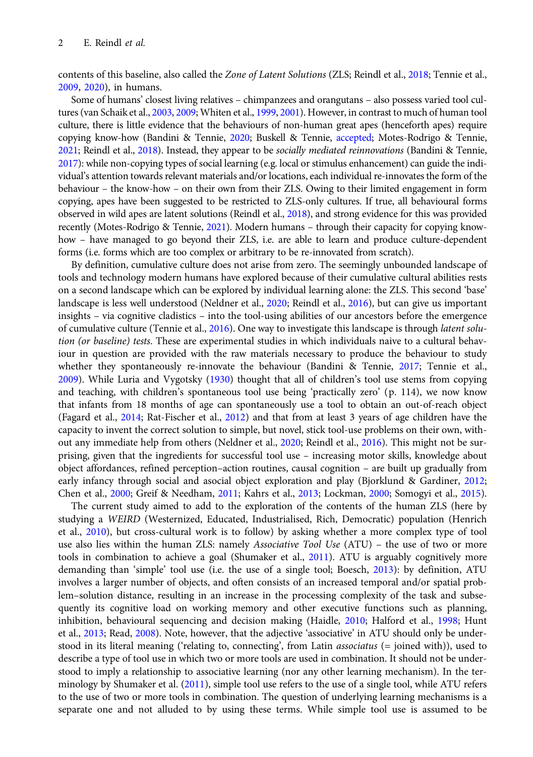contents of this baseline, also called the *Zone of Latent Solutions* (ZLS; Reindl et al., 2018; Tennie et al., 2009, 2020), in humans.

Some of humans' closest living relatives – chimpanzees and orangutans – also possess varied tool cultures (van Schaik et al., 2003, 2009; Whiten et al., 1999, 2001). However, in contrast to much of human tool culture, there is little evidence that the behaviours of non-human great apes (henceforth apes) require copying know-how (Bandini & Tennie, 2020; Buskell & Tennie, accepted; Motes-Rodrigo & Tennie, 2021; Reindl et al., 2018). Instead, they appear to be *socially mediated reinnovations* (Bandini & Tennie, 2017): while non-copying types of social learning (e.g. local or stimulus enhancement) can guide the individual's attention towards relevant materials and/or locations, each individual re-innovates the form of the behaviour – the know-how – on their own from their ZLS. Owing to their limited engagement in form copying, apes have been suggested to be restricted to ZLS-only cultures. If true, all behavioural forms observed in wild apes are latent solutions (Reindl et al., 2018), and strong evidence for this was provided recently (Motes-Rodrigo & Tennie, 2021). Modern humans – through their capacity for copying know-how – have managed to go beyond their ZLS, i.e. are able to learn and produce culture-dependent forms (i.e. forms which are too complex or arbitrary to be re-innovated from scratch).

By definition, cumulative culture does not arise from zero. The seemingly unbounded landscape of tools and technology modern humans have explored because of their cumulative cultural abilities rests on a second landscape which can be explored by individual learning alone: the ZLS. This second 'base' landscape is less well understood (Neldner et al., 2020; Reindl et al., 2016), but can give us important insights – via cognitive cladistics – into the tool-using abilities of our ancestors before the emergence of cumulative culture (Tennie et al., 2016). One way to investigate this landscape is through *latent solution (or baseline) tests*. These are experimental studies in which individuals naive to a cultural behaviour in question are provided with the raw materials necessary to produce the behaviour to study whether they spontaneously re-innovate the behaviour (Bandini & Tennie, 2017; Tennie et al., 2009). While Luria and Vygotsky (1930) thought that all of children's tool use stems from copying and teaching, with children's spontaneous tool use being 'practically zero' (p. 114), we now know that infants from 18 months of age can spontaneously use a tool to obtain an out-of-reach object (Fagard et al., 2014; Rat-Fischer et al., 2012) and that from at least 3 years of age children have the capacity to invent the correct solution to simple, but novel, stick tool-use problems on their own, without any immediate help from others (Neldner et al., 2020; Reindl et al., 2016). This might not be surprising, given that the ingredients for successful tool use – increasing motor skills, knowledge about object affordances, refined perception–action routines, causal cognition – are built up gradually from early infancy through social and asocial object exploration and play (Bjorklund & Gardiner, 2012; Chen et al., 2000; Greif & Needham, 2011; Kahrs et al., 2013; Lockman, 2000; Somogyi et al., 2015).

The current study aimed to add to the exploration of the contents of the human ZLS (here by studying a *WEIRD* (Westernized, Educated, Industrialised, Rich, Democratic) population (Henrich et al., 2010), but cross-cultural work is to follow) by asking whether a more complex type of tool use also lies within the human ZLS: namely *Associative Tool Use* (ATU) – the use of two or more tools in combination to achieve a goal (Shumaker et al., 2011). ATU is arguably cognitively more demanding than 'simple' tool use (i.e. the use of a single tool; Boesch, 2013): by definition, ATU involves a larger number of objects, and often consists of an increased temporal and/or spatial problem–solution distance, resulting in an increase in the processing complexity of the task and subsequently its cognitive load on working memory and other executive functions such as planning, inhibition, behavioural sequencing and decision making (Haidle, 2010; Halford et al., 1998; Hunt et al., 2013; Read, 2008). Note, however, that the adjective 'associative' in ATU should only be understood in its literal meaning ('relating to, connecting', from Latin *associatus* (= joined with)), used to describe a type of tool use in which two or more tools are used in combination. It should not be understood to imply a relationship to associative learning (nor any other learning mechanism). In the terminology by Shumaker et al. (2011), simple tool use refers to the use of a single tool, while ATU refers to the use of two or more tools in combination. The question of underlying learning mechanisms is a separate one and not alluded to by using these terms. While simple tool use is assumed to be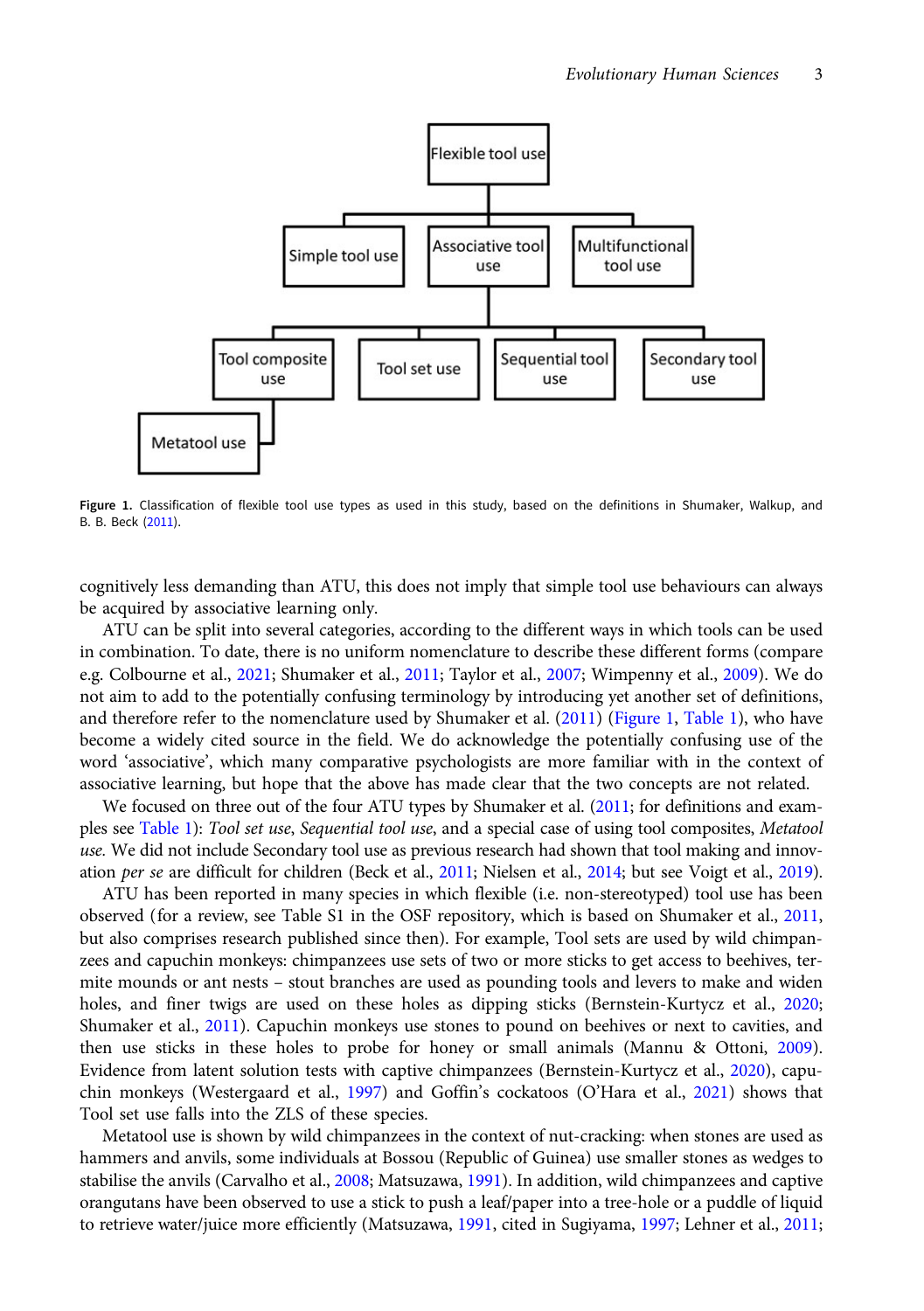Figure 1. Classification of flexible tool use types as used in this study, based on the definitions in Shumaker, Walkup, and B. B. Beck (2011).

cognitively less demanding than ATU, this does not imply that simple tool use behaviours can always be acquired by associative learning only.

ATU can be split into several categories, according to the different ways in which tools can be used in combination. To date, there is no uniform nomenclature to describe these different forms (compare e.g. Colbourne et al., 2021; Shumaker et al., 2011; Taylor et al., 2007; Wimpenny et al., 2009). We do not aim to add to the potentially confusing terminology by introducing yet another set of definitions, and therefore refer to the nomenclature used by Shumaker et al. (2011) (Figure 1, Table 1), who have become a widely cited source in the field. We do acknowledge the potentially confusing use of the word 'associative', which many comparative psychologists are more familiar with in the context of associative learning, but hope that the above has made clear that the two concepts are not related.

We focused on three out of the four ATU types by Shumaker et al. (2011; for definitions and examples see Table 1): *Tool set use*, *Sequential tool use*, and a special case of using tool composites, *Metatool use.* We did not include Secondary tool use as previous research had shown that tool making and innovation *per se* are difficult for children (Beck et al., 2011; Nielsen et al., 2014; but see Voigt et al., 2019).

ATU has been reported in many species in which flexible (i.e. non-stereotyped) tool use has been observed (for a review, see Table S1 in the OSF repository, which is based on Shumaker et al., 2011, but also comprises research published since then). For example, Tool sets are used by wild chimpanzees and capuchin monkeys: chimpanzees use sets of two or more sticks to get access to beehives, termite mounds or ant nests – stout branches are used as pounding tools and levers to make and widen holes, and finer twigs are used on these holes as dipping sticks (Bernstein-Kurtycz et al., 2020; Shumaker et al., 2011). Capuchin monkeys use stones to pound on beehives or next to cavities, and then use sticks in these holes to probe for honey or small animals (Mannu & Ottoni, 2009). Evidence from latent solution tests with captive chimpanzees (Bernstein-Kurtycz et al., 2020), capuchin monkeys (Westergaard et al., 1997) and Goffin's cockatoos (O'Hara et al., 2021) shows that Tool set use falls into the ZLS of these species.

Metatool use is shown by wild chimpanzees in the context of nut-cracking: when stones are used as hammers and anvils, some individuals at Bossou (Republic of Guinea) use smaller stones as wedges to stabilise the anvils (Carvalho et al., 2008; Matsuzawa, 1991). In addition, wild chimpanzees and captive orangutans have been observed to use a stick to push a leaf/paper into a tree-hole or a puddle of liquid to retrieve water/juice more efficiently (Matsuzawa, 1991, cited in Sugiyama, 1997; Lehner et al., 2011;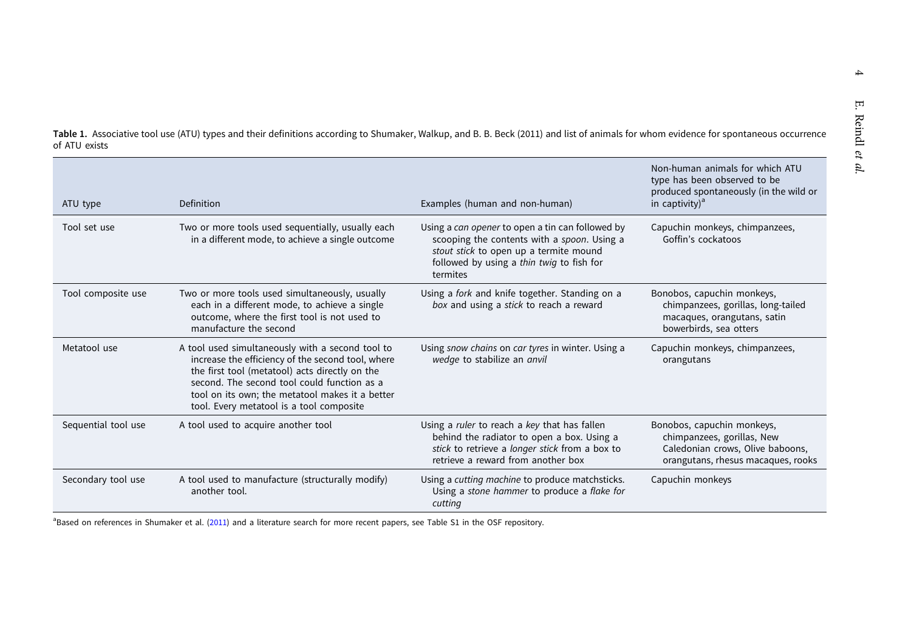**Table 1.** Associative tool use (ATU) types and their definitions according to Shumaker, Walkup, and B. B. Beck (2011) and list of animals for whom evidence for spontaneous occurrence of ATU exists

| ATU type | Definition | Examples (human and non-human) | Non-human animals for which ATU type has been observed to be produced spontaneously (in the wild or in captivity)[a] |
|---|---|---|---|
| Tool set use | Two or more tools used sequentially, usually each in a different mode, to achieve a single outcome | Using a *can opener* to open a tin can followed by scooping the contents with a *spoon*. Using a *stout stick* to open up a termite mound followed by using a *thin twig* to fish for termites | Capuchin monkeys, chimpanzees, Goffin's cockatoos |
| Tool composite use | Two or more tools used simultaneously, usually each in a different mode, to achieve a single outcome, where the first tool is not used to manufacture the second | Using a *fork* and knife together. Standing on a *box* and using a *stick* to reach a reward | Bonobos, capuchin monkeys, chimpanzees, gorillas, long-tailed macaques, orangutans, satin bowerbirds, sea otters |
| Metatool use | A tool used simultaneously with a second tool to increase the efficiency of the second tool, where the first tool (metatool) acts directly on the second. The second tool could function as a tool on its own; the metatool makes it a better tool. Every metatool is a tool composite | Using *snow chains* on *car tyres* in winter. Using a *wedge* to stabilize an *anvil* | Capuchin monkeys, chimpanzees, orangutans |
| Sequential tool use | A tool used to acquire another tool | Using a *ruler* to reach a *key* that has fallen behind the radiator to open a box. Using a *stick* to retrieve a *longer stick* from a box to retrieve a reward from another box | Bonobos, capuchin monkeys, chimpanzees, gorillas, New Caledonian crows, Olive baboons, orangutans, rhesus macaques, rooks |
| Secondary tool use | A tool used to manufacture (structurally modify) another tool. | Using a *cutting machine* to produce matchsticks. Using a *stone hammer* to produce a *flake for cutting* | Capuchin monkeys |

[a]Based on references in Shumaker et al. (2011) and a literature search for more recent papers, see Table S1 in the OSF repository.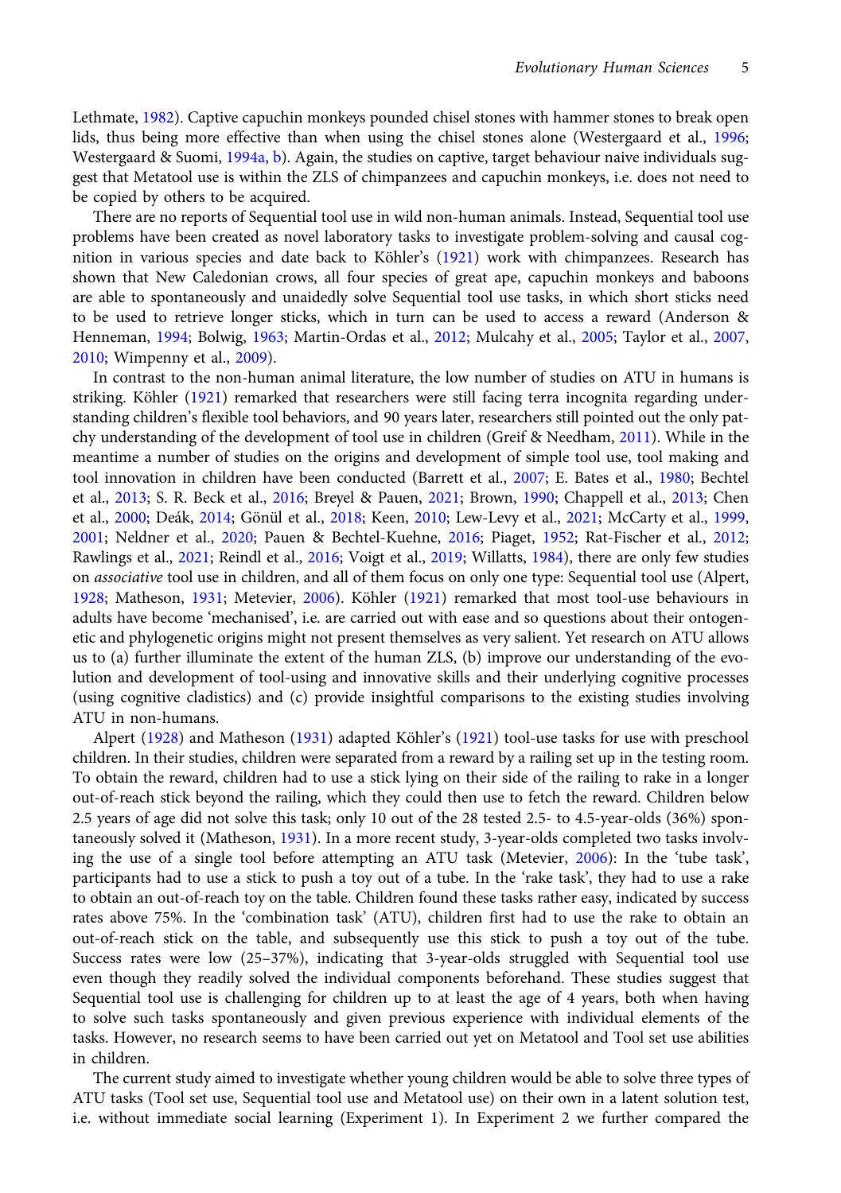Lethmate, 1982). Captive capuchin monkeys pounded chisel stones with hammer stones to break open lids, thus being more effective than when using the chisel stones alone (Westergaard et al., 1996; Westergaard & Suomi, 1994a, b). Again, the studies on captive, target behaviour naive individuals suggest that Metatool use is within the ZLS of chimpanzees and capuchin monkeys, i.e. does not need to be copied by others to be acquired.

There are no reports of Sequential tool use in wild non-human animals. Instead, Sequential tool use problems have been created as novel laboratory tasks to investigate problem-solving and causal cognition in various species and date back to Köhler's (1921) work with chimpanzees. Research has shown that New Caledonian crows, all four species of great ape, capuchin monkeys and baboons are able to spontaneously and unaidedly solve Sequential tool use tasks, in which short sticks need to be used to retrieve longer sticks, which in turn can be used to access a reward (Anderson & Henneman, 1994; Bolwig, 1963; Martin-Ordas et al., 2012; Mulcahy et al., 2005; Taylor et al., 2007, 2010; Wimpenny et al., 2009).

In contrast to the non-human animal literature, the low number of studies on ATU in humans is striking. Köhler (1921) remarked that researchers were still facing terra incognita regarding understanding children's flexible tool behaviors, and 90 years later, researchers still pointed out the only patchy understanding of the development of tool use in children (Greif & Needham, 2011). While in the meantime a number of studies on the origins and development of simple tool use, tool making and tool innovation in children have been conducted (Barrett et al., 2007; E. Bates et al., 1980; Bechtel et al., 2013; S. R. Beck et al., 2016; Breyel & Pauen, 2021; Brown, 1990; Chappell et al., 2013; Chen et al., 2000; Deák, 2014; Gönül et al., 2018; Keen, 2010; Lew-Levy et al., 2021; McCarty et al., 1999, 2001; Neldner et al., 2020; Pauen & Bechtel-Kuehne, 2016; Piaget, 1952; Rat-Fischer et al., 2012; Rawlings et al., 2021; Reindl et al., 2016; Voigt et al., 2019; Willatts, 1984), there are only few studies on *associative* tool use in children, and all of them focus on only one type: Sequential tool use (Alpert, 1928; Matheson, 1931; Metevier, 2006). Köhler (1921) remarked that most tool-use behaviours in adults have become 'mechanised', i.e. are carried out with ease and so questions about their ontogenetic and phylogenetic origins might not present themselves as very salient. Yet research on ATU allows us to (a) further illuminate the extent of the human ZLS, (b) improve our understanding of the evolution and development of tool-using and innovative skills and their underlying cognitive processes (using cognitive cladistics) and (c) provide insightful comparisons to the existing studies involving ATU in non-humans.

Alpert (1928) and Matheson (1931) adapted Köhler's (1921) tool-use tasks for use with preschool children. In their studies, children were separated from a reward by a railing set up in the testing room. To obtain the reward, children had to use a stick lying on their side of the railing to rake in a longer out-of-reach stick beyond the railing, which they could then use to fetch the reward. Children below 2.5 years of age did not solve this task; only 10 out of the 28 tested 2.5- to 4.5-year-olds (36%) spontaneously solved it (Matheson, 1931). In a more recent study, 3-year-olds completed two tasks involving the use of a single tool before attempting an ATU task (Metevier, 2006): In the 'tube task', participants had to use a stick to push a toy out of a tube. In the 'rake task', they had to use a rake to obtain an out-of-reach toy on the table. Children found these tasks rather easy, indicated by success rates above 75%. In the 'combination task' (ATU), children first had to use the rake to obtain an out-of-reach stick on the table, and subsequently use this stick to push a toy out of the tube. Success rates were low (25–37%), indicating that 3-year-olds struggled with Sequential tool use even though they readily solved the individual components beforehand. These studies suggest that Sequential tool use is challenging for children up to at least the age of 4 years, both when having to solve such tasks spontaneously and given previous experience with individual elements of the tasks. However, no research seems to have been carried out yet on Metatool and Tool set use abilities in children.

The current study aimed to investigate whether young children would be able to solve three types of ATU tasks (Tool set use, Sequential tool use and Metatool use) on their own in a latent solution test, i.e. without immediate social learning (Experiment 1). In Experiment 2 we further compared the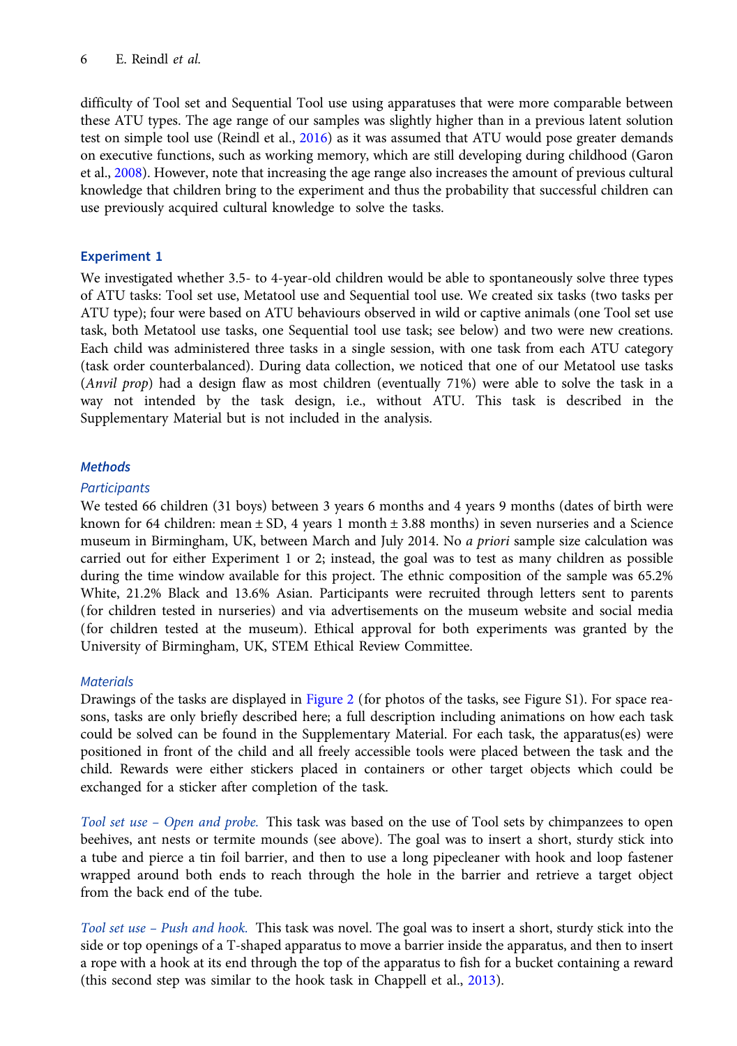difficulty of Tool set and Sequential Tool use using apparatuses that were more comparable between these ATU types. The age range of our samples was slightly higher than in a previous latent solution test on simple tool use (Reindl et al., 2016) as it was assumed that ATU would pose greater demands on executive functions, such as working memory, which are still developing during childhood (Garon et al., 2008). However, note that increasing the age range also increases the amount of previous cultural knowledge that children bring to the experiment and thus the probability that successful children can use previously acquired cultural knowledge to solve the tasks.

## Experiment 1

We investigated whether 3.5- to 4-year-old children would be able to spontaneously solve three types of ATU tasks: Tool set use, Metatool use and Sequential tool use. We created six tasks (two tasks per ATU type); four were based on ATU behaviours observed in wild or captive animals (one Tool set use task, both Metatool use tasks, one Sequential tool use task; see below) and two were new creations. Each child was administered three tasks in a single session, with one task from each ATU category (task order counterbalanced). During data collection, we noticed that one of our Metatool use tasks (*Anvil prop*) had a design flaw as most children (eventually 71%) were able to solve the task in a way not intended by the task design, i.e., without ATU. This task is described in the Supplementary Material but is not included in the analysis.

### *Methods*

#### *Participants*

We tested 66 children (31 boys) between 3 years 6 months and 4 years 9 months (dates of birth were known for 64 children: mean ± SD, 4 years 1 month ± 3.88 months) in seven nurseries and a Science museum in Birmingham, UK, between March and July 2014. No *a priori* sample size calculation was carried out for either Experiment 1 or 2; instead, the goal was to test as many children as possible during the time window available for this project. The ethnic composition of the sample was 65.2% White, 21.2% Black and 13.6% Asian. Participants were recruited through letters sent to parents (for children tested in nurseries) and via advertisements on the museum website and social media (for children tested at the museum). Ethical approval for both experiments was granted by the University of Birmingham, UK, STEM Ethical Review Committee.

#### *Materials*

Drawings of the tasks are displayed in Figure 2 (for photos of the tasks, see Figure S1). For space reasons, tasks are only briefly described here; a full description including animations on how each task could be solved can be found in the Supplementary Material. For each task, the apparatus(es) were positioned in front of the child and all freely accessible tools were placed between the task and the child. Rewards were either stickers placed in containers or other target objects which could be exchanged for a sticker after completion of the task.

*Tool set use – Open and probe.* This task was based on the use of Tool sets by chimpanzees to open beehives, ant nests or termite mounds (see above). The goal was to insert a short, sturdy stick into a tube and pierce a tin foil barrier, and then to use a long pipecleaner with hook and loop fastener wrapped around both ends to reach through the hole in the barrier and retrieve a target object from the back end of the tube.

*Tool set use – Push and hook.* This task was novel. The goal was to insert a short, sturdy stick into the side or top openings of a T-shaped apparatus to move a barrier inside the apparatus, and then to insert a rope with a hook at its end through the top of the apparatus to fish for a bucket containing a reward (this second step was similar to the hook task in Chappell et al., 2013).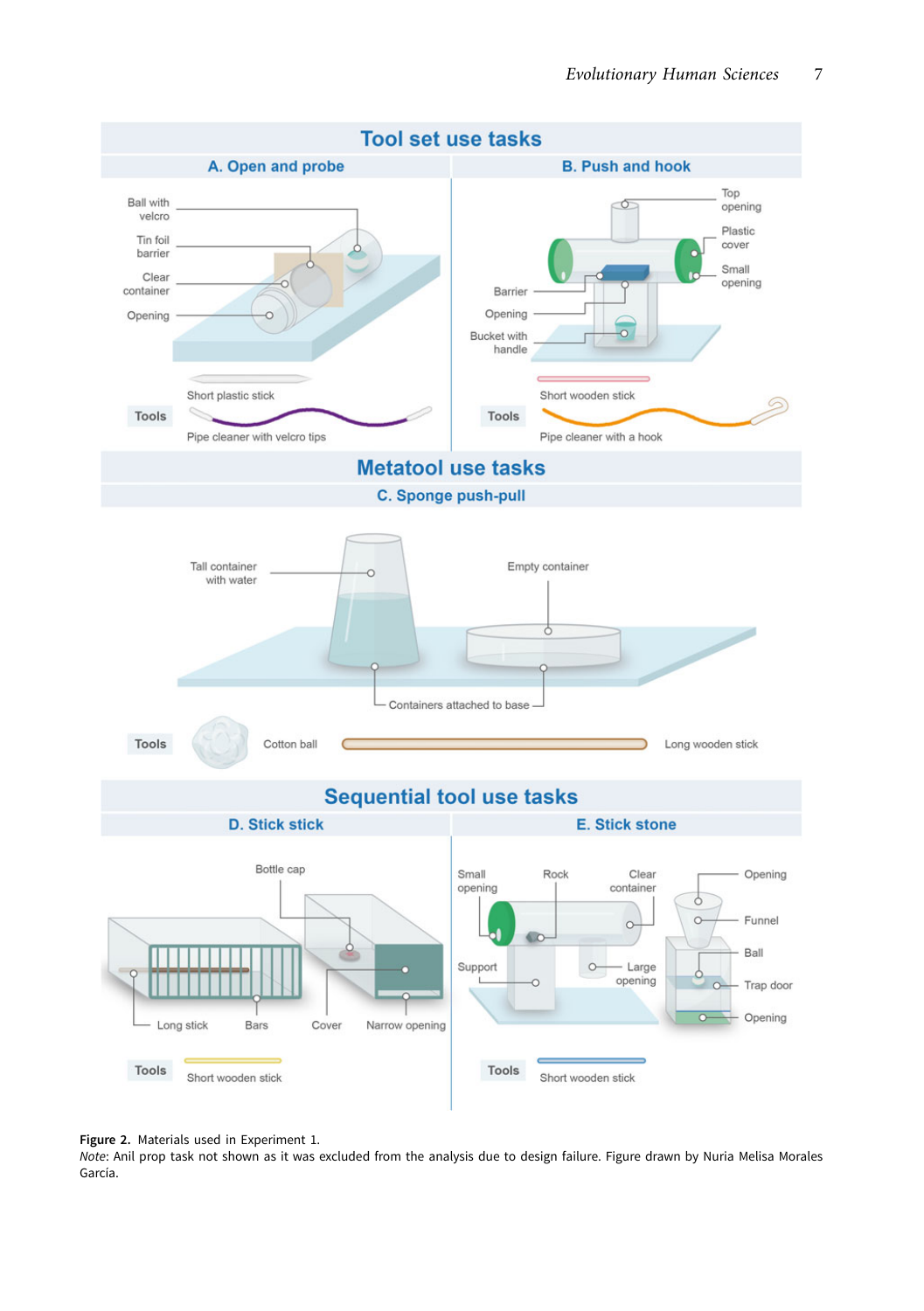**Figure 2.** Materials used in Experiment 1.

*Note*: Anil prop task not shown as it was excluded from the analysis due to design failure. Figure drawn by Nuria Melisa Morales García.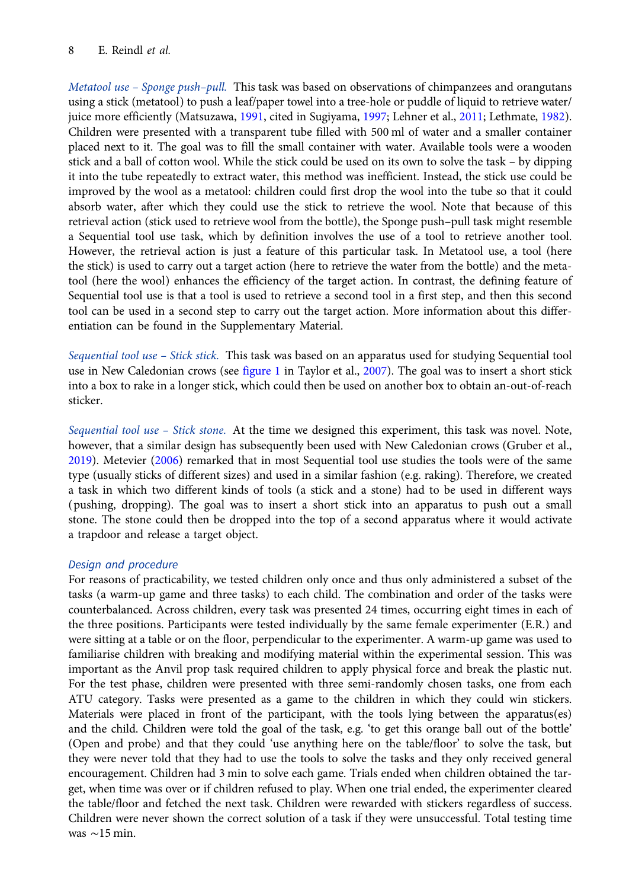*Metatool use – Sponge push–pull.* This task was based on observations of chimpanzees and orangutans using a stick (metatool) to push a leaf/paper towel into a tree-hole or puddle of liquid to retrieve water/juice more efficiently (Matsuzawa, 1991, cited in Sugiyama, 1997; Lehner et al., 2011; Lethmate, 1982). Children were presented with a transparent tube filled with 500 ml of water and a smaller container placed next to it. The goal was to fill the small container with water. Available tools were a wooden stick and a ball of cotton wool. While the stick could be used on its own to solve the task – by dipping it into the tube repeatedly to extract water, this method was inefficient. Instead, the stick use could be improved by the wool as a metatool: children could first drop the wool into the tube so that it could absorb water, after which they could use the stick to retrieve the wool. Note that because of this retrieval action (stick used to retrieve wool from the bottle), the Sponge push–pull task might resemble a Sequential tool use task, which by definition involves the use of a tool to retrieve another tool. However, the retrieval action is just a feature of this particular task. In Metatool use, a tool (here the stick) is used to carry out a target action (here to retrieve the water from the bottle) and the metatool (here the wool) enhances the efficiency of the target action. In contrast, the defining feature of Sequential tool use is that a tool is used to retrieve a second tool in a first step, and then this second tool can be used in a second step to carry out the target action. More information about this differentiation can be found in the Supplementary Material.

*Sequential tool use – Stick stick.* This task was based on an apparatus used for studying Sequential tool use in New Caledonian crows (see figure 1 in Taylor et al., 2007). The goal was to insert a short stick into a box to rake in a longer stick, which could then be used on another box to obtain an-out-of-reach sticker.

*Sequential tool use – Stick stone.* At the time we designed this experiment, this task was novel. Note, however, that a similar design has subsequently been used with New Caledonian crows (Gruber et al., 2019). Metevier (2006) remarked that in most Sequential tool use studies the tools were of the same type (usually sticks of different sizes) and used in a similar fashion (e.g. raking). Therefore, we created a task in which two different kinds of tools (a stick and a stone) had to be used in different ways (pushing, dropping). The goal was to insert a short stick into an apparatus to push out a small stone. The stone could then be dropped into the top of a second apparatus where it would activate a trapdoor and release a target object.

### Design and procedure

For reasons of practicability, we tested children only once and thus only administered a subset of the tasks (a warm-up game and three tasks) to each child. The combination and order of the tasks were counterbalanced. Across children, every task was presented 24 times, occurring eight times in each of the three positions. Participants were tested individually by the same female experimenter (E.R.) and were sitting at a table or on the floor, perpendicular to the experimenter. A warm-up game was used to familiarise children with breaking and modifying material within the experimental session. This was important as the Anvil prop task required children to apply physical force and break the plastic nut. For the test phase, children were presented with three semi-randomly chosen tasks, one from each ATU category. Tasks were presented as a game to the children in which they could win stickers. Materials were placed in front of the participant, with the tools lying between the apparatus(es) and the child. Children were told the goal of the task, e.g. 'to get this orange ball out of the bottle' (Open and probe) and that they could 'use anything here on the table/floor' to solve the task, but they were never told that they had to use the tools to solve the tasks and they only received general encouragement. Children had 3 min to solve each game. Trials ended when children obtained the target, when time was over or if children refused to play. When one trial ended, the experimenter cleared the table/floor and fetched the next task. Children were rewarded with stickers regardless of success. Children were never shown the correct solution of a task if they were unsuccessful. Total testing time was ~15 min.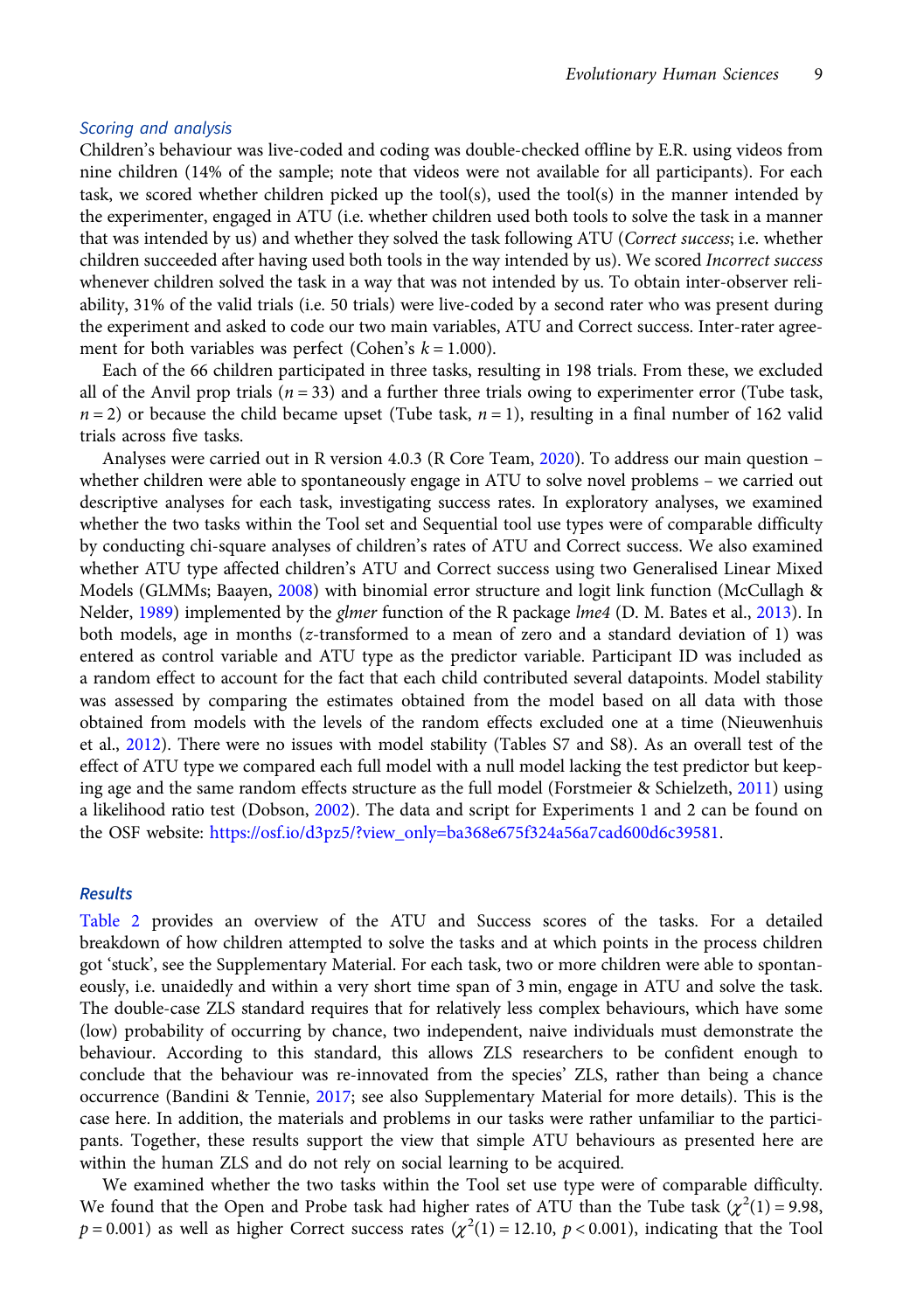### Scoring and analysis

Children's behaviour was live-coded and coding was double-checked offline by E.R. using videos from nine children (14% of the sample; note that videos were not available for all participants). For each task, we scored whether children picked up the tool(s), used the tool(s) in the manner intended by the experimenter, engaged in ATU (i.e. whether children used both tools to solve the task in a manner that was intended by us) and whether they solved the task following ATU (*Correct success*; i.e. whether children succeeded after having used both tools in the way intended by us). We scored *Incorrect success* whenever children solved the task in a way that was not intended by us. To obtain inter-observer reliability, 31% of the valid trials (i.e. 50 trials) were live-coded by a second rater who was present during the experiment and asked to code our two main variables, ATU and Correct success. Inter-rater agreement for both variables was perfect (Cohen's $k = 1.000$).

Each of the 66 children participated in three tasks, resulting in 198 trials. From these, we excluded all of the Anvil prop trials ($n = 33$) and a further three trials owing to experimenter error (Tube task, $n = 2$) or because the child became upset (Tube task, $n = 1$), resulting in a final number of 162 valid trials across five tasks.

Analyses were carried out in R version 4.0.3 (R Core Team, 2020). To address our main question – whether children were able to spontaneously engage in ATU to solve novel problems – we carried out descriptive analyses for each task, investigating success rates. In exploratory analyses, we examined whether the two tasks within the Tool set and Sequential tool use types were of comparable difficulty by conducting chi-square analyses of children's rates of ATU and Correct success. We also examined whether ATU type affected children's ATU and Correct success using two Generalised Linear Mixed Models (GLMMs; Baayen, 2008) with binomial error structure and logit link function (McCullagh & Nelder, 1989) implemented by the *glmer* function of the R package *lme4* (D. M. Bates et al., 2013). In both models, age in months ($z$-transformed to a mean of zero and a standard deviation of 1) was entered as control variable and ATU type as the predictor variable. Participant ID was included as a random effect to account for the fact that each child contributed several datapoints. Model stability was assessed by comparing the estimates obtained from the model based on all data with those obtained from models with the levels of the random effects excluded one at a time (Nieuwenhuis et al., 2012). There were no issues with model stability (Tables S7 and S8). As an overall test of the effect of ATU type we compared each full model with a null model lacking the test predictor but keeping age and the same random effects structure as the full model (Forstmeier & Schielzeth, 2011) using a likelihood ratio test (Dobson, 2002). The data and script for Experiments 1 and 2 can be found on the OSF website: https://osf.io/d3pz5/?view_only=ba368e675f324a56a7cad600d6c39581.

## Results

Table 2 provides an overview of the ATU and Success scores of the tasks. For a detailed breakdown of how children attempted to solve the tasks and at which points in the process children got 'stuck', see the Supplementary Material. For each task, two or more children were able to spontaneously, i.e. unaidedly and within a very short time span of 3 min, engage in ATU and solve the task. The double-case ZLS standard requires that for relatively less complex behaviours, which have some (low) probability of occurring by chance, two independent, naive individuals must demonstrate the behaviour. According to this standard, this allows ZLS researchers to be confident enough to conclude that the behaviour was re-innovated from the species' ZLS, rather than being a chance occurrence (Bandini & Tennie, 2017; see also Supplementary Material for more details). This is the case here. In addition, the materials and problems in our tasks were rather unfamiliar to the participants. Together, these results support the view that simple ATU behaviours as presented here are within the human ZLS and do not rely on social learning to be acquired.

We examined whether the two tasks within the Tool set use type were of comparable difficulty. We found that the Open and Probe task had higher rates of ATU than the Tube task ($\chi^2(1) = 9.98$, $p = 0.001$) as well as higher Correct success rates ($\chi^2(1) = 12.10$, $p < 0.001$), indicating that the Tool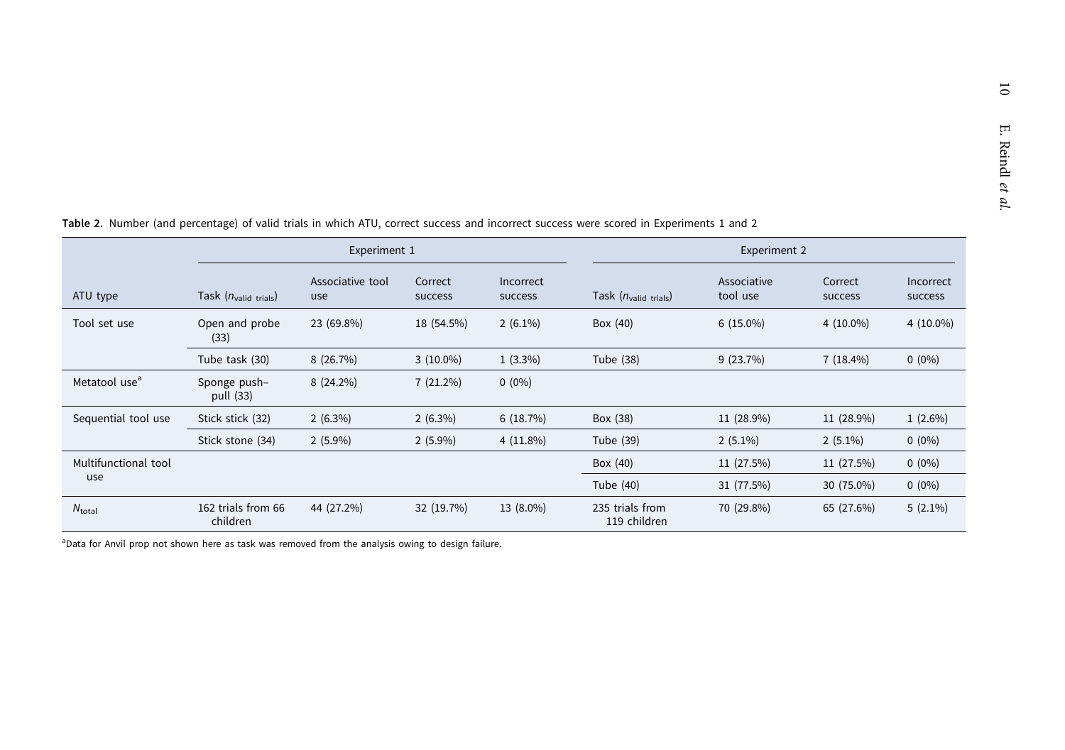**Table 2.** Number (and percentage) of valid trials in which ATU, correct success and incorrect success were scored in Experiments 1 and 2

| | Experiment 1 | | | | Experiment 2 | | | |
|---|---|---|---|---|---|---|---|---|
| ATU type | Task ($n_{\text{valid trials}}$) | Associative tool use | Correct success | Incorrect success | Task ($n_{\text{valid trials}}$) | Associative tool use | Correct success | Incorrect success |
| Tool set use | Open and probe (33) | 23 (69.8%) | 18 (54.5%) | 2 (6.1%) | Box (40) | 6 (15.0%) | 4 (10.0%) | 4 (10.0%) |
| | Tube task (30) | 8 (26.7%) | 3 (10.0%) | 1 (3.3%) | Tube (38) | 9 (23.7%) | 7 (18.4%) | 0 (0%) |
| Metatool use[a] | Sponge push–pull (33) | 8 (24.2%) | 7 (21.2%) | 0 (0%) | | | | |
| Sequential tool use | Stick stick (32) | 2 (6.3%) | 2 (6.3%) | 6 (18.7%) | Box (38) | 11 (28.9%) | 11 (28.9%) | 1 (2.6%) |
| | Stick stone (34) | 2 (5.9%) | 2 (5.9%) | 4 (11.8%) | Tube (39) | 2 (5.1%) | 2 (5.1%) | 0 (0%) |
| Multifunctional tool use | | | | | Box (40) | 11 (27.5%) | 11 (27.5%) | 0 (0%) |
| | | | | | Tube (40) | 31 (77.5%) | 30 (75.0%) | 0 (0%) |
| $N_{\text{total}}$ | 162 trials from 66 children | 44 (27.2%) | 32 (19.7%) | 13 (8.0%) | 235 trials from 119 children | 70 (29.8%) | 65 (27.6%) | 5 (2.1%) |

[a]Data for Anvil prop not shown here as task was removed from the analysis owing to design failure.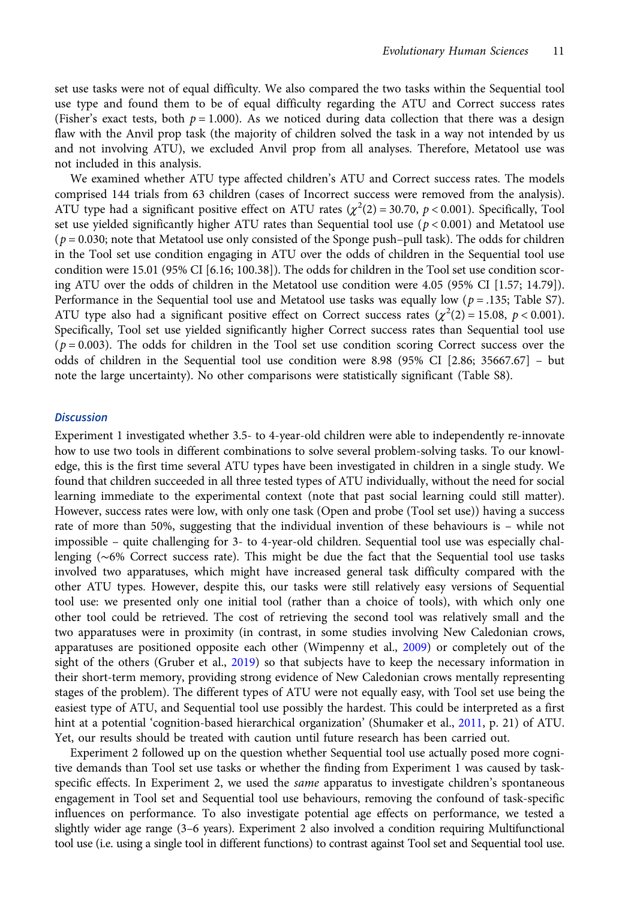set use tasks were not of equal difficulty. We also compared the two tasks within the Sequential tool use type and found them to be of equal difficulty regarding the ATU and Correct success rates (Fisher's exact tests, both $p = 1.000$). As we noticed during data collection that there was a design flaw with the Anvil prop task (the majority of children solved the task in a way not intended by us and not involving ATU), we excluded Anvil prop from all analyses. Therefore, Metatool use was not included in this analysis.

We examined whether ATU type affected children's ATU and Correct success rates. The models comprised 144 trials from 63 children (cases of Incorrect success were removed from the analysis). ATU type had a significant positive effect on ATU rates ($\chi^2(2) = 30.70$, $p < 0.001$). Specifically, Tool set use yielded significantly higher ATU rates than Sequential tool use ($p < 0.001$) and Metatool use ($p = 0.030$; note that Metatool use only consisted of the Sponge push–pull task). The odds for children in the Tool set use condition engaging in ATU over the odds of children in the Sequential tool use condition were 15.01 (95% CI [6.16; 100.38]). The odds for children in the Tool set use condition scoring ATU over the odds of children in the Metatool use condition were 4.05 (95% CI [1.57; 14.79]). Performance in the Sequential tool use and Metatool use tasks was equally low ($p = .135$; Table S7). ATU type also had a significant positive effect on Correct success rates ($\chi^2(2) = 15.08$, $p < 0.001$). Specifically, Tool set use yielded significantly higher Correct success rates than Sequential tool use ($p = 0.003$). The odds for children in the Tool set use condition scoring Correct success over the odds of children in the Sequential tool use condition were 8.98 (95% CI [2.86; 35667.67] – but note the large uncertainty). No other comparisons were statistically significant (Table S8).

## Discussion

Experiment 1 investigated whether 3.5- to 4-year-old children were able to independently re-innovate how to use two tools in different combinations to solve several problem-solving tasks. To our knowledge, this is the first time several ATU types have been investigated in children in a single study. We found that children succeeded in all three tested types of ATU individually, without the need for social learning immediate to the experimental context (note that past social learning could still matter). However, success rates were low, with only one task (Open and probe (Tool set use)) having a success rate of more than 50%, suggesting that the individual invention of these behaviours is – while not impossible – quite challenging for 3- to 4-year-old children. Sequential tool use was especially challenging (~6% Correct success rate). This might be due the fact that the Sequential tool use tasks involved two apparatuses, which might have increased general task difficulty compared with the other ATU types. However, despite this, our tasks were still relatively easy versions of Sequential tool use: we presented only one initial tool (rather than a choice of tools), with which only one other tool could be retrieved. The cost of retrieving the second tool was relatively small and the two apparatuses were in proximity (in contrast, in some studies involving New Caledonian crows, apparatuses are positioned opposite each other (Wimpenny et al., 2009) or completely out of the sight of the others (Gruber et al., 2019) so that subjects have to keep the necessary information in their short-term memory, providing strong evidence of New Caledonian crows mentally representing stages of the problem). The different types of ATU were not equally easy, with Tool set use being the easiest type of ATU, and Sequential tool use possibly the hardest. This could be interpreted as a first hint at a potential 'cognition-based hierarchical organization' (Shumaker et al., 2011, p. 21) of ATU. Yet, our results should be treated with caution until future research has been carried out.

Experiment 2 followed up on the question whether Sequential tool use actually posed more cognitive demands than Tool set use tasks or whether the finding from Experiment 1 was caused by task-specific effects. In Experiment 2, we used the *same* apparatus to investigate children's spontaneous engagement in Tool set and Sequential tool use behaviours, removing the confound of task-specific influences on performance. To also investigate potential age effects on performance, we tested a slightly wider age range (3–6 years). Experiment 2 also involved a condition requiring Multifunctional tool use (i.e. using a single tool in different functions) to contrast against Tool set and Sequential tool use.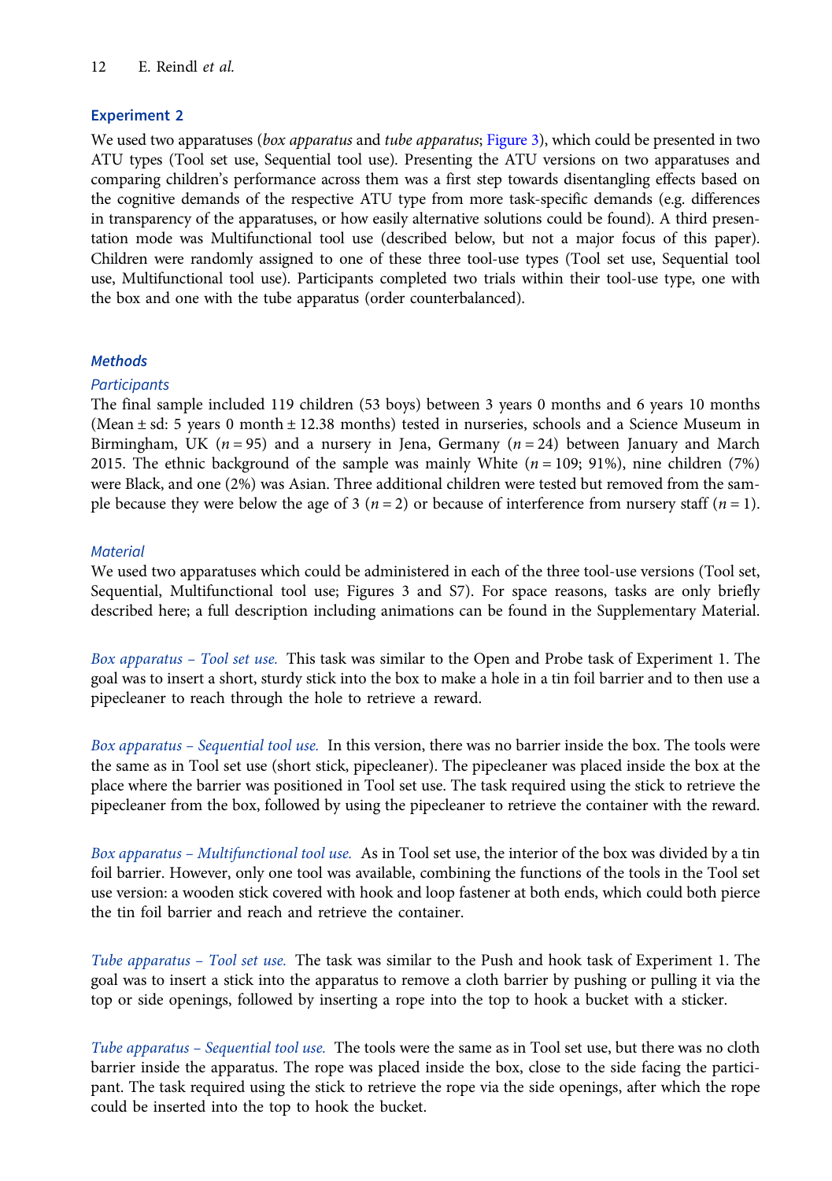## Experiment 2

We used two apparatuses (*box apparatus* and *tube apparatus*; Figure 3), which could be presented in two ATU types (Tool set use, Sequential tool use). Presenting the ATU versions on two apparatuses and comparing children's performance across them was a first step towards disentangling effects based on the cognitive demands of the respective ATU type from more task-specific demands (e.g. differences in transparency of the apparatuses, or how easily alternative solutions could be found). A third presentation mode was Multifunctional tool use (described below, but not a major focus of this paper). Children were randomly assigned to one of these three tool-use types (Tool set use, Sequential tool use, Multifunctional tool use). Participants completed two trials within their tool-use type, one with the box and one with the tube apparatus (order counterbalanced).

### Methods

#### Participants

The final sample included 119 children (53 boys) between 3 years 0 months and 6 years 10 months (Mean ± sd: 5 years 0 month ± 12.38 months) tested in nurseries, schools and a Science Museum in Birmingham, UK ($n = 95$) and a nursery in Jena, Germany ($n = 24$) between January and March 2015. The ethnic background of the sample was mainly White ($n = 109$; 91%), nine children (7%) were Black, and one (2%) was Asian. Three additional children were tested but removed from the sample because they were below the age of 3 ($n = 2$) or because of interference from nursery staff ($n = 1$).

#### Material

We used two apparatuses which could be administered in each of the three tool-use versions (Tool set, Sequential, Multifunctional tool use; Figures 3 and S7). For space reasons, tasks are only briefly described here; a full description including animations can be found in the Supplementary Material.

*Box apparatus – Tool set use.* This task was similar to the Open and Probe task of Experiment 1. The goal was to insert a short, sturdy stick into the box to make a hole in a tin foil barrier and to then use a pipecleaner to reach through the hole to retrieve a reward.

*Box apparatus – Sequential tool use.* In this version, there was no barrier inside the box. The tools were the same as in Tool set use (short stick, pipecleaner). The pipecleaner was placed inside the box at the place where the barrier was positioned in Tool set use. The task required using the stick to retrieve the pipecleaner from the box, followed by using the pipecleaner to retrieve the container with the reward.

*Box apparatus – Multifunctional tool use.* As in Tool set use, the interior of the box was divided by a tin foil barrier. However, only one tool was available, combining the functions of the tools in the Tool set use version: a wooden stick covered with hook and loop fastener at both ends, which could both pierce the tin foil barrier and reach and retrieve the container.

*Tube apparatus – Tool set use.* The task was similar to the Push and hook task of Experiment 1. The goal was to insert a stick into the apparatus to remove a cloth barrier by pushing or pulling it via the top or side openings, followed by inserting a rope into the top to hook a bucket with a sticker.

*Tube apparatus – Sequential tool use.* The tools were the same as in Tool set use, but there was no cloth barrier inside the apparatus. The rope was placed inside the box, close to the side facing the participant. The task required using the stick to retrieve the rope via the side openings, after which the rope could be inserted into the top to hook the bucket.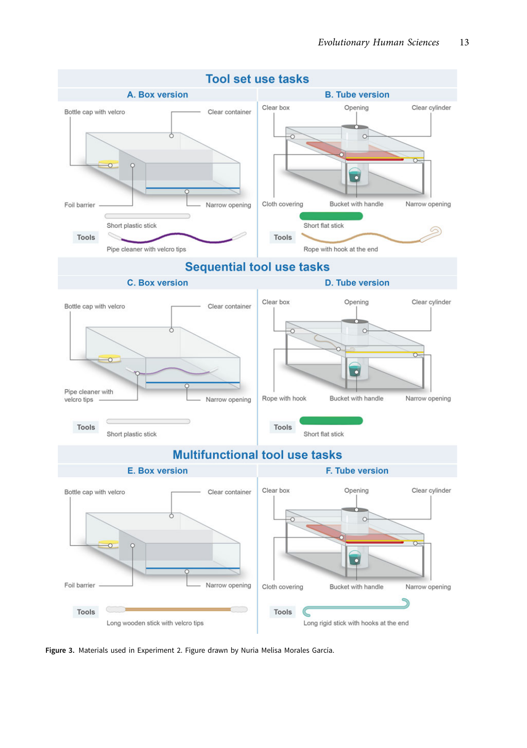Figure 3. Materials used in Experiment 2. Figure drawn by Nuria Melisa Morales García.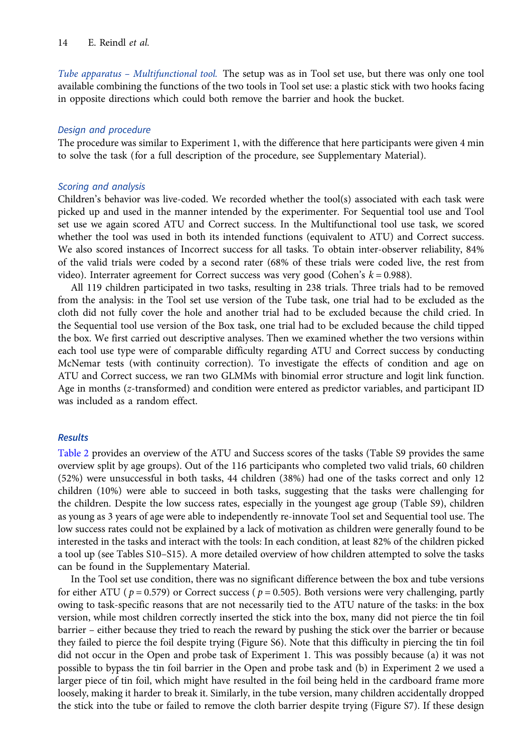*Tube apparatus – Multifunctional tool.* The setup was as in Tool set use, but there was only one tool available combining the functions of the two tools in Tool set use: a plastic stick with two hooks facing in opposite directions which could both remove the barrier and hook the bucket.

### Design and procedure

The procedure was similar to Experiment 1, with the difference that here participants were given 4 min to solve the task (for a full description of the procedure, see Supplementary Material).

### Scoring and analysis

Children's behavior was live-coded. We recorded whether the tool(s) associated with each task were picked up and used in the manner intended by the experimenter. For Sequential tool use and Tool set use we again scored ATU and Correct success. In the Multifunctional tool use task, we scored whether the tool was used in both its intended functions (equivalent to ATU) and Correct success. We also scored instances of Incorrect success for all tasks. To obtain inter-observer reliability, 84% of the valid trials were coded by a second rater (68% of these trials were coded live, the rest from video). Interrater agreement for Correct success was very good (Cohen's $k = 0.988$).

All 119 children participated in two tasks, resulting in 238 trials. Three trials had to be removed from the analysis: in the Tool set use version of the Tube task, one trial had to be excluded as the cloth did not fully cover the hole and another trial had to be excluded because the child cried. In the Sequential tool use version of the Box task, one trial had to be excluded because the child tipped the box. We first carried out descriptive analyses. Then we examined whether the two versions within each tool use type were of comparable difficulty regarding ATU and Correct success by conducting McNemar tests (with continuity correction). To investigate the effects of condition and age on ATU and Correct success, we ran two GLMMs with binomial error structure and logit link function. Age in months ($z$-transformed) and condition were entered as predictor variables, and participant ID was included as a random effect.

## Results

Table 2 provides an overview of the ATU and Success scores of the tasks (Table S9 provides the same overview split by age groups). Out of the 116 participants who completed two valid trials, 60 children (52%) were unsuccessful in both tasks, 44 children (38%) had one of the tasks correct and only 12 children (10%) were able to succeed in both tasks, suggesting that the tasks were challenging for the children. Despite the low success rates, especially in the youngest age group (Table S9), children as young as 3 years of age were able to independently re-innovate Tool set and Sequential tool use. The low success rates could not be explained by a lack of motivation as children were generally found to be interested in the tasks and interact with the tools: In each condition, at least 82% of the children picked a tool up (see Tables S10–S15). A more detailed overview of how children attempted to solve the tasks can be found in the Supplementary Material.

In the Tool set use condition, there was no significant difference between the box and tube versions for either ATU ($p = 0.579$) or Correct success ($p = 0.505$). Both versions were very challenging, partly owing to task-specific reasons that are not necessarily tied to the ATU nature of the tasks: in the box version, while most children correctly inserted the stick into the box, many did not pierce the tin foil barrier – either because they tried to reach the reward by pushing the stick over the barrier or because they failed to pierce the foil despite trying (Figure S6). Note that this difficulty in piercing the tin foil did not occur in the Open and probe task of Experiment 1. This was possibly because (a) it was not possible to bypass the tin foil barrier in the Open and probe task and (b) in Experiment 2 we used a larger piece of tin foil, which might have resulted in the foil being held in the cardboard frame more loosely, making it harder to break it. Similarly, in the tube version, many children accidentally dropped the stick into the tube or failed to remove the cloth barrier despite trying (Figure S7). If these design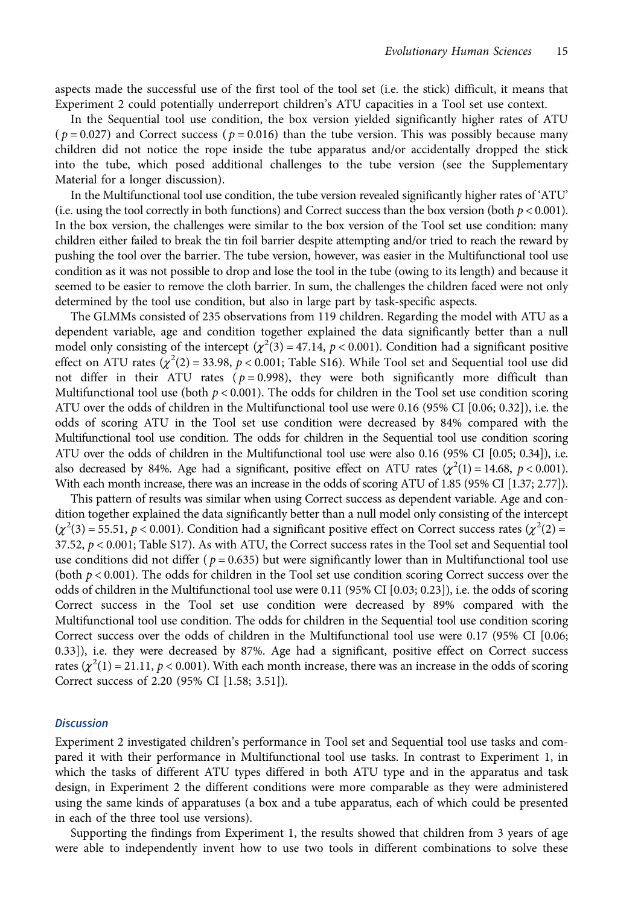aspects made the successful use of the first tool of the tool set (i.e. the stick) difficult, it means that Experiment 2 could potentially underreport children's ATU capacities in a Tool set use context.

In the Sequential tool use condition, the box version yielded significantly higher rates of ATU ($p = 0.027$) and Correct success ($p = 0.016$) than the tube version. This was possibly because many children did not notice the rope inside the tube apparatus and/or accidentally dropped the stick into the tube, which posed additional challenges to the tube version (see the Supplementary Material for a longer discussion).

In the Multifunctional tool use condition, the tube version revealed significantly higher rates of 'ATU' (i.e. using the tool correctly in both functions) and Correct success than the box version (both $p < 0.001$). In the box version, the challenges were similar to the box version of the Tool set use condition: many children either failed to break the tin foil barrier despite attempting and/or tried to reach the reward by pushing the tool over the barrier. The tube version, however, was easier in the Multifunctional tool use condition as it was not possible to drop and lose the tool in the tube (owing to its length) and because it seemed to be easier to remove the cloth barrier. In sum, the challenges the children faced were not only determined by the tool use condition, but also in large part by task-specific aspects.

The GLMMs consisted of 235 observations from 119 children. Regarding the model with ATU as a dependent variable, age and condition together explained the data significantly better than a null model only consisting of the intercept ($\chi^2(3) = 47.14$, $p < 0.001$). Condition had a significant positive effect on ATU rates ($\chi^2(2) = 33.98$, $p < 0.001$; Table S16). While Tool set and Sequential tool use did not differ in their ATU rates ($p = 0.998$), they were both significantly more difficult than Multifunctional tool use (both $p < 0.001$). The odds for children in the Tool set use condition scoring ATU over the odds of children in the Multifunctional tool use were 0.16 (95% CI [0.06; 0.32]), i.e. the odds of scoring ATU in the Tool set use condition were decreased by 84% compared with the Multifunctional tool use condition. The odds for children in the Sequential tool use condition scoring ATU over the odds of children in the Multifunctional tool use were also 0.16 (95% CI [0.05; 0.34]), i.e. also decreased by 84%. Age had a significant, positive effect on ATU rates ($\chi^2(1) = 14.68$, $p < 0.001$). With each month increase, there was an increase in the odds of scoring ATU of 1.85 (95% CI [1.37; 2.77]).

This pattern of results was similar when using Correct success as dependent variable. Age and condition together explained the data significantly better than a null model only consisting of the intercept ($\chi^2(3) = 55.51$, $p < 0.001$). Condition had a significant positive effect on Correct success rates ($\chi^2(2) = 37.52$, $p < 0.001$; Table S17). As with ATU, the Correct success rates in the Tool set and Sequential tool use conditions did not differ ($p = 0.635$) but were significantly lower than in Multifunctional tool use (both $p < 0.001$). The odds for children in the Tool set use condition scoring Correct success over the odds of children in the Multifunctional tool use were 0.11 (95% CI [0.03; 0.23]), i.e. the odds of scoring Correct success in the Tool set use condition were decreased by 89% compared with the Multifunctional tool use condition. The odds for children in the Sequential tool use condition scoring Correct success over the odds of children in the Multifunctional tool use were 0.17 (95% CI [0.06; 0.33]), i.e. they were decreased by 87%. Age had a significant, positive effect on Correct success rates ($\chi^2(1) = 21.11$, $p < 0.001$). With each month increase, there was an increase in the odds of scoring Correct success of 2.20 (95% CI [1.58; 3.51]).

### *Discussion*

Experiment 2 investigated children's performance in Tool set and Sequential tool use tasks and compared it with their performance in Multifunctional tool use tasks. In contrast to Experiment 1, in which the tasks of different ATU types differed in both ATU type and in the apparatus and task design, in Experiment 2 the different conditions were more comparable as they were administered using the same kinds of apparatuses (a box and a tube apparatus, each of which could be presented in each of the three tool use versions).

Supporting the findings from Experiment 1, the results showed that children from 3 years of age were able to independently invent how to use two tools in different combinations to solve these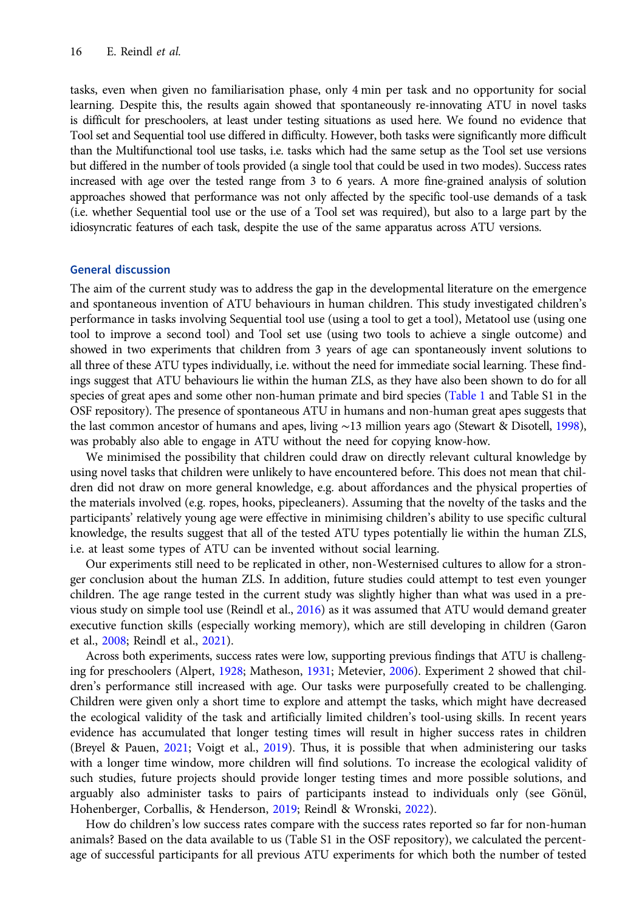tasks, even when given no familiarisation phase, only 4 min per task and no opportunity for social learning. Despite this, the results again showed that spontaneously re-innovating ATU in novel tasks is difficult for preschoolers, at least under testing situations as used here. We found no evidence that Tool set and Sequential tool use differed in difficulty. However, both tasks were significantly more difficult than the Multifunctional tool use tasks, i.e. tasks which had the same setup as the Tool set use versions but differed in the number of tools provided (a single tool that could be used in two modes). Success rates increased with age over the tested range from 3 to 6 years. A more fine-grained analysis of solution approaches showed that performance was not only affected by the specific tool-use demands of a task (i.e. whether Sequential tool use or the use of a Tool set was required), but also to a large part by the idiosyncratic features of each task, despite the use of the same apparatus across ATU versions.

## General discussion

The aim of the current study was to address the gap in the developmental literature on the emergence and spontaneous invention of ATU behaviours in human children. This study investigated children's performance in tasks involving Sequential tool use (using a tool to get a tool), Metatool use (using one tool to improve a second tool) and Tool set use (using two tools to achieve a single outcome) and showed in two experiments that children from 3 years of age can spontaneously invent solutions to all three of these ATU types individually, i.e. without the need for immediate social learning. These findings suggest that ATU behaviours lie within the human ZLS, as they have also been shown to do for all species of great apes and some other non-human primate and bird species (Table 1 and Table S1 in the OSF repository). The presence of spontaneous ATU in humans and non-human great apes suggests that the last common ancestor of humans and apes, living ~13 million years ago (Stewart & Disotell, 1998), was probably also able to engage in ATU without the need for copying know-how.

We minimised the possibility that children could draw on directly relevant cultural knowledge by using novel tasks that children were unlikely to have encountered before. This does not mean that children did not draw on more general knowledge, e.g. about affordances and the physical properties of the materials involved (e.g. ropes, hooks, pipecleaners). Assuming that the novelty of the tasks and the participants' relatively young age were effective in minimising children's ability to use specific cultural knowledge, the results suggest that all of the tested ATU types potentially lie within the human ZLS, i.e. at least some types of ATU can be invented without social learning.

Our experiments still need to be replicated in other, non-Westernised cultures to allow for a stronger conclusion about the human ZLS. In addition, future studies could attempt to test even younger children. The age range tested in the current study was slightly higher than what was used in a previous study on simple tool use (Reindl et al., 2016) as it was assumed that ATU would demand greater executive function skills (especially working memory), which are still developing in children (Garon et al., 2008; Reindl et al., 2021).

Across both experiments, success rates were low, supporting previous findings that ATU is challenging for preschoolers (Alpert, 1928; Matheson, 1931; Metevier, 2006). Experiment 2 showed that children's performance still increased with age. Our tasks were purposefully created to be challenging. Children were given only a short time to explore and attempt the tasks, which might have decreased the ecological validity of the task and artificially limited children's tool-using skills. In recent years evidence has accumulated that longer testing times will result in higher success rates in children (Breyel & Pauen, 2021; Voigt et al., 2019). Thus, it is possible that when administering our tasks with a longer time window, more children will find solutions. To increase the ecological validity of such studies, future projects should provide longer testing times and more possible solutions, and arguably also administer tasks to pairs of participants instead to individuals only (see Gönül, Hohenberger, Corballis, & Henderson, 2019; Reindl & Wronski, 2022).

How do children's low success rates compare with the success rates reported so far for non-human animals? Based on the data available to us (Table S1 in the OSF repository), we calculated the percentage of successful participants for all previous ATU experiments for which both the number of tested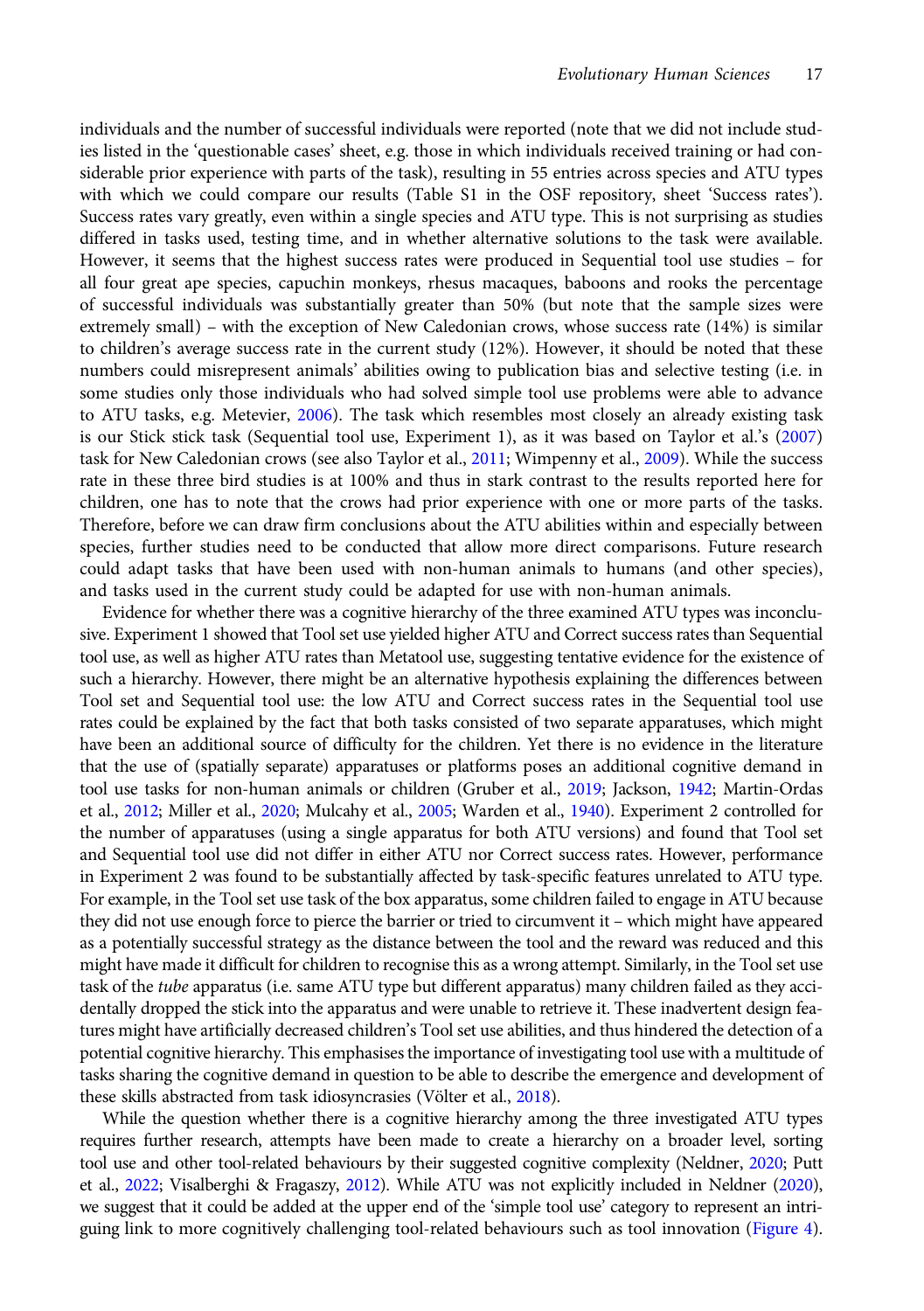individuals and the number of successful individuals were reported (note that we did not include studies listed in the 'questionable cases' sheet, e.g. those in which individuals received training or had considerable prior experience with parts of the task), resulting in 55 entries across species and ATU types with which we could compare our results (Table S1 in the OSF repository, sheet 'Success rates'). Success rates vary greatly, even within a single species and ATU type. This is not surprising as studies differed in tasks used, testing time, and in whether alternative solutions to the task were available. However, it seems that the highest success rates were produced in Sequential tool use studies – for all four great ape species, capuchin monkeys, rhesus macaques, baboons and rooks the percentage of successful individuals was substantially greater than 50% (but note that the sample sizes were extremely small) – with the exception of New Caledonian crows, whose success rate (14%) is similar to children's average success rate in the current study (12%). However, it should be noted that these numbers could misrepresent animals' abilities owing to publication bias and selective testing (i.e. in some studies only those individuals who had solved simple tool use problems were able to advance to ATU tasks, e.g. Metevier, 2006). The task which resembles most closely an already existing task is our Stick stick task (Sequential tool use, Experiment 1), as it was based on Taylor et al.'s (2007) task for New Caledonian crows (see also Taylor et al., 2011; Wimpenny et al., 2009). While the success rate in these three bird studies is at 100% and thus in stark contrast to the results reported here for children, one has to note that the crows had prior experience with one or more parts of the tasks. Therefore, before we can draw firm conclusions about the ATU abilities within and especially between species, further studies need to be conducted that allow more direct comparisons. Future research could adapt tasks that have been used with non-human animals to humans (and other species), and tasks used in the current study could be adapted for use with non-human animals.

Evidence for whether there was a cognitive hierarchy of the three examined ATU types was inconclusive. Experiment 1 showed that Tool set use yielded higher ATU and Correct success rates than Sequential tool use, as well as higher ATU rates than Metatool use, suggesting tentative evidence for the existence of such a hierarchy. However, there might be an alternative hypothesis explaining the differences between Tool set and Sequential tool use: the low ATU and Correct success rates in the Sequential tool use rates could be explained by the fact that both tasks consisted of two separate apparatuses, which might have been an additional source of difficulty for the children. Yet there is no evidence in the literature that the use of (spatially separate) apparatuses or platforms poses an additional cognitive demand in tool use tasks for non-human animals or children (Gruber et al., 2019; Jackson, 1942; Martin-Ordas et al., 2012; Miller et al., 2020; Mulcahy et al., 2005; Warden et al., 1940). Experiment 2 controlled for the number of apparatuses (using a single apparatus for both ATU versions) and found that Tool set and Sequential tool use did not differ in either ATU nor Correct success rates. However, performance in Experiment 2 was found to be substantially affected by task-specific features unrelated to ATU type. For example, in the Tool set use task of the box apparatus, some children failed to engage in ATU because they did not use enough force to pierce the barrier or tried to circumvent it – which might have appeared as a potentially successful strategy as the distance between the tool and the reward was reduced and this might have made it difficult for children to recognise this as a wrong attempt. Similarly, in the Tool set use task of the *tube* apparatus (i.e. same ATU type but different apparatus) many children failed as they accidentally dropped the stick into the apparatus and were unable to retrieve it. These inadvertent design features might have artificially decreased children's Tool set use abilities, and thus hindered the detection of a potential cognitive hierarchy. This emphasises the importance of investigating tool use with a multitude of tasks sharing the cognitive demand in question to be able to describe the emergence and development of these skills abstracted from task idiosyncrasies (Völter et al., 2018).

While the question whether there is a cognitive hierarchy among the three investigated ATU types requires further research, attempts have been made to create a hierarchy on a broader level, sorting tool use and other tool-related behaviours by their suggested cognitive complexity (Neldner, 2020; Putt et al., 2022; Visalberghi & Fragaszy, 2012). While ATU was not explicitly included in Neldner (2020), we suggest that it could be added at the upper end of the 'simple tool use' category to represent an intriguing link to more cognitively challenging tool-related behaviours such as tool innovation (Figure 4).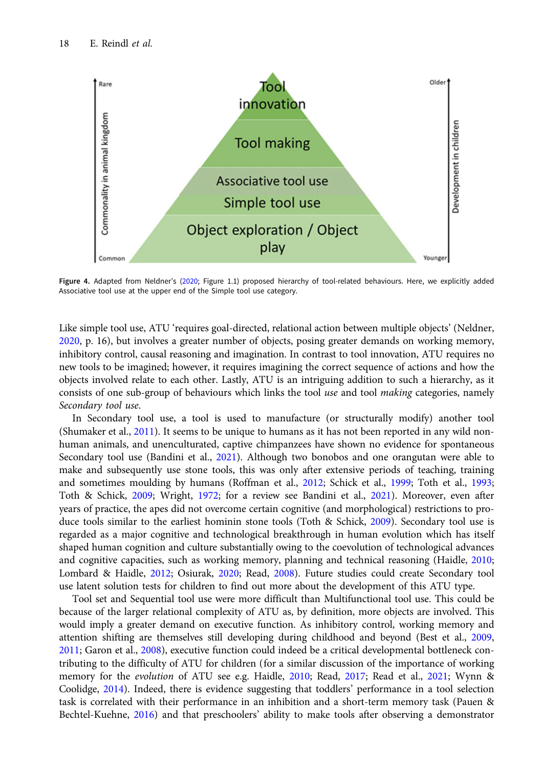Figure 4. Adapted from Neldner's (2020; Figure 1.1) proposed hierarchy of tool-related behaviours. Here, we explicitly added Associative tool use at the upper end of the Simple tool use category.

Like simple tool use, ATU 'requires goal-directed, relational action between multiple objects' (Neldner, 2020, p. 16), but involves a greater number of objects, posing greater demands on working memory, inhibitory control, causal reasoning and imagination. In contrast to tool innovation, ATU requires no new tools to be imagined; however, it requires imagining the correct sequence of actions and how the objects involved relate to each other. Lastly, ATU is an intriguing addition to such a hierarchy, as it consists of one sub-group of behaviours which links the tool *use* and tool *making* categories, namely *Secondary tool use*.

In Secondary tool use, a tool is used to manufacture (or structurally modify) another tool (Shumaker et al., 2011). It seems to be unique to humans as it has not been reported in any wild non-human animals, and unenculturated, captive chimpanzees have shown no evidence for spontaneous Secondary tool use (Bandini et al., 2021). Although two bonobos and one orangutan were able to make and subsequently use stone tools, this was only after extensive periods of teaching, training and sometimes moulding by humans (Roffman et al., 2012; Schick et al., 1999; Toth et al., 1993; Toth & Schick, 2009; Wright, 1972; for a review see Bandini et al., 2021). Moreover, even after years of practice, the apes did not overcome certain cognitive (and morphological) restrictions to produce tools similar to the earliest hominin stone tools (Toth & Schick, 2009). Secondary tool use is regarded as a major cognitive and technological breakthrough in human evolution which has itself shaped human cognition and culture substantially owing to the coevolution of technological advances and cognitive capacities, such as working memory, planning and technical reasoning (Haidle, 2010; Lombard & Haidle, 2012; Osiurak, 2020; Read, 2008). Future studies could create Secondary tool use latent solution tests for children to find out more about the development of this ATU type.

Tool set and Sequential tool use were more difficult than Multifunctional tool use. This could be because of the larger relational complexity of ATU as, by definition, more objects are involved. This would imply a greater demand on executive function. As inhibitory control, working memory and attention shifting are themselves still developing during childhood and beyond (Best et al., 2009, 2011; Garon et al., 2008), executive function could indeed be a critical developmental bottleneck contributing to the difficulty of ATU for children (for a similar discussion of the importance of working memory for the *evolution* of ATU see e.g. Haidle, 2010; Read, 2017; Read et al., 2021; Wynn & Coolidge, 2014). Indeed, there is evidence suggesting that toddlers' performance in a tool selection task is correlated with their performance in an inhibition and a short-term memory task (Pauen & Bechtel-Kuehne, 2016) and that preschoolers' ability to make tools after observing a demonstrator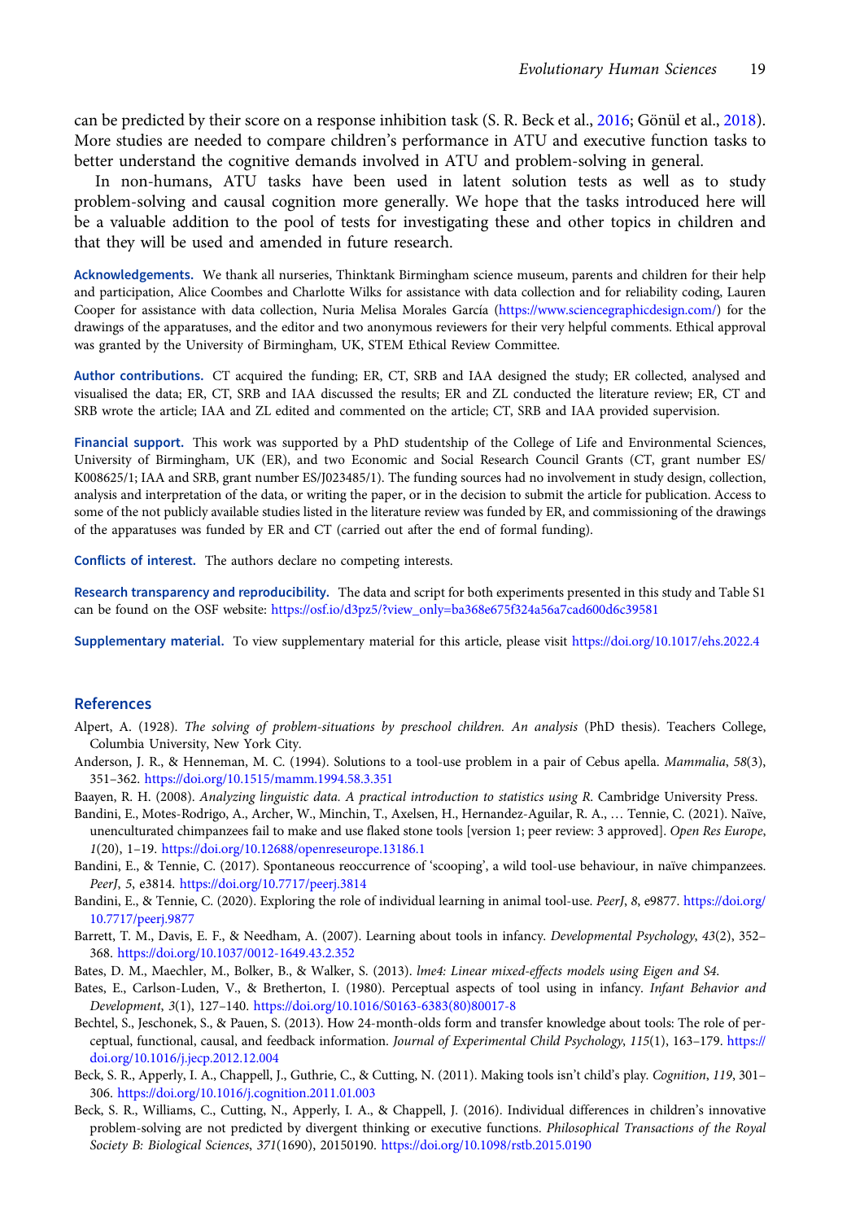can be predicted by their score on a response inhibition task (S. R. Beck et al., 2016; Gönül et al., 2018). More studies are needed to compare children's performance in ATU and executive function tasks to better understand the cognitive demands involved in ATU and problem-solving in general.

In non-humans, ATU tasks have been used in latent solution tests as well as to study problem-solving and causal cognition more generally. We hope that the tasks introduced here will be a valuable addition to the pool of tests for investigating these and other topics in children and that they will be used and amended in future research.

**Acknowledgements.** We thank all nurseries, Thinktank Birmingham science museum, parents and children for their help and participation, Alice Coombes and Charlotte Wilks for assistance with data collection and for reliability coding, Lauren Cooper for assistance with data collection, Nuria Melisa Morales García (https://www.sciencegraphicdesign.com/) for the drawings of the apparatuses, and the editor and two anonymous reviewers for their very helpful comments. Ethical approval was granted by the University of Birmingham, UK, STEM Ethical Review Committee.

**Author contributions.** CT acquired the funding; ER, CT, SRB and IAA designed the study; ER collected, analysed and visualised the data; ER, CT, SRB and IAA discussed the results; ER and ZL conducted the literature review; ER, CT and SRB wrote the article; IAA and ZL edited and commented on the article; CT, SRB and IAA provided supervision.

**Financial support.** This work was supported by a PhD studentship of the College of Life and Environmental Sciences, University of Birmingham, UK (ER), and two Economic and Social Research Council Grants (CT, grant number ES/K008625/1; IAA and SRB, grant number ES/J023485/1). The funding sources had no involvement in study design, collection, analysis and interpretation of the data, or writing the paper, or in the decision to submit the article for publication. Access to some of the not publicly available studies listed in the literature review was funded by ER, and commissioning of the drawings of the apparatuses was funded by ER and CT (carried out after the end of formal funding).

**Conflicts of interest.** The authors declare no competing interests.

**Research transparency and reproducibility.** The data and script for both experiments presented in this study and Table S1 can be found on the OSF website: https://osf.io/d3pz5/?view_only=ba368e675f324a56a7cad600d6c39581

**Supplementary material.** To view supplementary material for this article, please visit https://doi.org/10.1017/ehs.2022.4

## References

Alpert, A. (1928). *The solving of problem-situations by preschool children. An analysis* (PhD thesis). Teachers College, Columbia University, New York City.

Anderson, J. R., & Henneman, M. C. (1994). Solutions to a tool-use problem in a pair of Cebus apella. *Mammalia*, *58*(3), 351–362. https://doi.org/10.1515/mamm.1994.58.3.351

Baayen, R. H. (2008). *Analyzing linguistic data. A practical introduction to statistics using R*. Cambridge University Press.

Bandini, E., Motes-Rodrigo, A., Archer, W., Minchin, T., Axelsen, H., Hernandez-Aguilar, R. A., … Tennie, C. (2021). Naïve, unenculturated chimpanzees fail to make and use flaked stone tools [version 1; peer review: 3 approved]. *Open Res Europe*, *1*(20), 1–19. https://doi.org/10.12688/openreseurope.13186.1

Bandini, E., & Tennie, C. (2017). Spontaneous reoccurrence of 'scooping', a wild tool-use behaviour, in naïve chimpanzees. *PeerJ*, *5*, e3814. https://doi.org/10.7717/peerj.3814

Bandini, E., & Tennie, C. (2020). Exploring the role of individual learning in animal tool-use. *PeerJ*, *8*, e9877. https://doi.org/10.7717/peerj.9877

Barrett, T. M., Davis, E. F., & Needham, A. (2007). Learning about tools in infancy. *Developmental Psychology*, *43*(2), 352–368. https://doi.org/10.1037/0012-1649.43.2.352

Bates, D. M., Maechler, M., Bolker, B., & Walker, S. (2013). *lme4: Linear mixed-effects models using Eigen and S4*.

Bates, E., Carlson-Luden, V., & Bretherton, I. (1980). Perceptual aspects of tool using in infancy. *Infant Behavior and Development*, *3*(1), 127–140. https://doi.org/10.1016/S0163-6383(80)80017-8

Bechtel, S., Jeschonek, S., & Pauen, S. (2013). How 24-month-olds form and transfer knowledge about tools: The role of perceptual, functional, causal, and feedback information. *Journal of Experimental Child Psychology*, *115*(1), 163–179. https://doi.org/10.1016/j.jecp.2012.12.004

Beck, S. R., Apperly, I. A., Chappell, J., Guthrie, C., & Cutting, N. (2011). Making tools isn't child's play. *Cognition*, *119*, 301–306. https://doi.org/10.1016/j.cognition.2011.01.003

Beck, S. R., Williams, C., Cutting, N., Apperly, I. A., & Chappell, J. (2016). Individual differences in children's innovative problem-solving are not predicted by divergent thinking or executive functions. *Philosophical Transactions of the Royal Society B: Biological Sciences*, *371*(1690), 20150190. https://doi.org/10.1098/rstb.2015.0190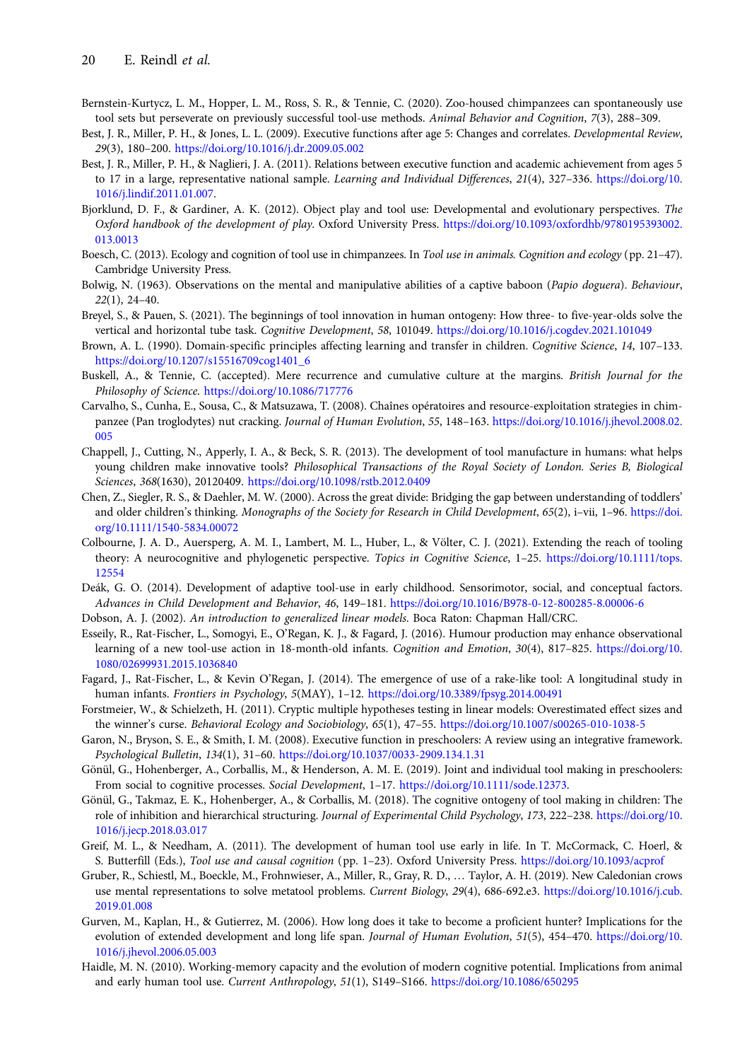Bernstein-Kurtycz, L. M., Hopper, L. M., Ross, S. R., & Tennie, C. (2020). Zoo-housed chimpanzees can spontaneously use tool sets but perseverate on previously successful tool-use methods. *Animal Behavior and Cognition*, *7*(3), 288–309.

Best, J. R., Miller, P. H., & Jones, L. L. (2009). Executive functions after age 5: Changes and correlates. *Developmental Review*, *29*(3), 180–200. https://doi.org/10.1016/j.dr.2009.05.002

Best, J. R., Miller, P. H., & Naglieri, J. A. (2011). Relations between executive function and academic achievement from ages 5 to 17 in a large, representative national sample. *Learning and Individual Differences*, *21*(4), 327–336. https://doi.org/10.1016/j.lindif.2011.01.007.

Bjorklund, D. F., & Gardiner, A. K. (2012). Object play and tool use: Developmental and evolutionary perspectives. *The Oxford handbook of the development of play*. Oxford University Press. https://doi.org/10.1093/oxfordhb/9780195393002.013.0013

Boesch, C. (2013). Ecology and cognition of tool use in chimpanzees. In *Tool use in animals. Cognition and ecology* (pp. 21–47). Cambridge University Press.

Bolwig, N. (1963). Observations on the mental and manipulative abilities of a captive baboon (*Papio doguera*). *Behaviour*, *22*(1), 24–40.

Breyel, S., & Pauen, S. (2021). The beginnings of tool innovation in human ontogeny: How three- to five-year-olds solve the vertical and horizontal tube task. *Cognitive Development*, *58*, 101049. https://doi.org/10.1016/j.cogdev.2021.101049

Brown, A. L. (1990). Domain-specific principles affecting learning and transfer in children. *Cognitive Science*, *14*, 107–133. https://doi.org/10.1207/s15516709cog1401_6

Buskell, A., & Tennie, C. (accepted). Mere recurrence and cumulative culture at the margins. *British Journal for the Philosophy of Science*. https://doi.org/10.1086/717776

Carvalho, S., Cunha, E., Sousa, C., & Matsuzawa, T. (2008). Chaînes opératoires and resource-exploitation strategies in chimpanzee (Pan troglodytes) nut cracking. *Journal of Human Evolution*, *55*, 148–163. https://doi.org/10.1016/j.jhevol.2008.02.005

Chappell, J., Cutting, N., Apperly, I. A., & Beck, S. R. (2013). The development of tool manufacture in humans: what helps young children make innovative tools? *Philosophical Transactions of the Royal Society of London. Series B, Biological Sciences*, *368*(1630), 20120409. https://doi.org/10.1098/rstb.2012.0409

Chen, Z., Siegler, R. S., & Daehler, M. W. (2000). Across the great divide: Bridging the gap between understanding of toddlers' and older children's thinking. *Monographs of the Society for Research in Child Development*, *65*(2), i–vii, 1–96. https://doi.org/10.1111/1540-5834.00072

Colbourne, J. A. D., Auersperg, A. M. I., Lambert, M. L., Huber, L., & Völter, C. J. (2021). Extending the reach of tooling theory: A neurocognitive and phylogenetic perspective. *Topics in Cognitive Science*, 1–25. https://doi.org/10.1111/tops.12554

Deák, G. O. (2014). Development of adaptive tool-use in early childhood. Sensorimotor, social, and conceptual factors. *Advances in Child Development and Behavior*, *46*, 149–181. https://doi.org/10.1016/B978-0-12-800285-8.00006-6

Dobson, A. J. (2002). *An introduction to generalized linear models*. Boca Raton: Chapman Hall/CRC.

Esseily, R., Rat-Fischer, L., Somogyi, E., O'Regan, K. J., & Fagard, J. (2016). Humour production may enhance observational learning of a new tool-use action in 18-month-old infants. *Cognition and Emotion*, *30*(4), 817–825. https://doi.org/10.1080/02699931.2015.1036840

Fagard, J., Rat-Fischer, L., & Kevin O'Regan, J. (2014). The emergence of use of a rake-like tool: A longitudinal study in human infants. *Frontiers in Psychology*, *5*(MAY), 1–12. https://doi.org/10.3389/fpsyg.2014.00491

Forstmeier, W., & Schielzeth, H. (2011). Cryptic multiple hypotheses testing in linear models: Overestimated effect sizes and the winner's curse. *Behavioral Ecology and Sociobiology*, *65*(1), 47–55. https://doi.org/10.1007/s00265-010-1038-5

Garon, N., Bryson, S. E., & Smith, I. M. (2008). Executive function in preschoolers: A review using an integrative framework. *Psychological Bulletin*, *134*(1), 31–60. https://doi.org/10.1037/0033-2909.134.1.31

Gönül, G., Hohenberger, A., Corballis, M., & Henderson, A. M. E. (2019). Joint and individual tool making in preschoolers: From social to cognitive processes. *Social Development*, 1–17. https://doi.org/10.1111/sode.12373.

Gönül, G., Takmaz, E. K., Hohenberger, A., & Corballis, M. (2018). The cognitive ontogeny of tool making in children: The role of inhibition and hierarchical structuring. *Journal of Experimental Child Psychology*, *173*, 222–238. https://doi.org/10.1016/j.jecp.2018.03.017

Greif, M. L., & Needham, A. (2011). The development of human tool use early in life. In T. McCormack, C. Hoerl, & S. Butterfill (Eds.), *Tool use and causal cognition* (pp. 1–23). Oxford University Press. https://doi.org/10.1093/acprof

Gruber, R., Schiestl, M., Boeckle, M., Frohnwieser, A., Miller, R., Gray, R. D., … Taylor, A. H. (2019). New Caledonian crows use mental representations to solve metatool problems. *Current Biology*, *29*(4), 686-692.e3. https://doi.org/10.1016/j.cub.2019.01.008

Gurven, M., Kaplan, H., & Gutierrez, M. (2006). How long does it take to become a proficient hunter? Implications for the evolution of extended development and long life span. *Journal of Human Evolution*, *51*(5), 454–470. https://doi.org/10.1016/j.jhevol.2006.05.003

Haidle, M. N. (2010). Working-memory capacity and the evolution of modern cognitive potential. Implications from animal and early human tool use. *Current Anthropology*, *51*(1), S149–S166. https://doi.org/10.1086/650295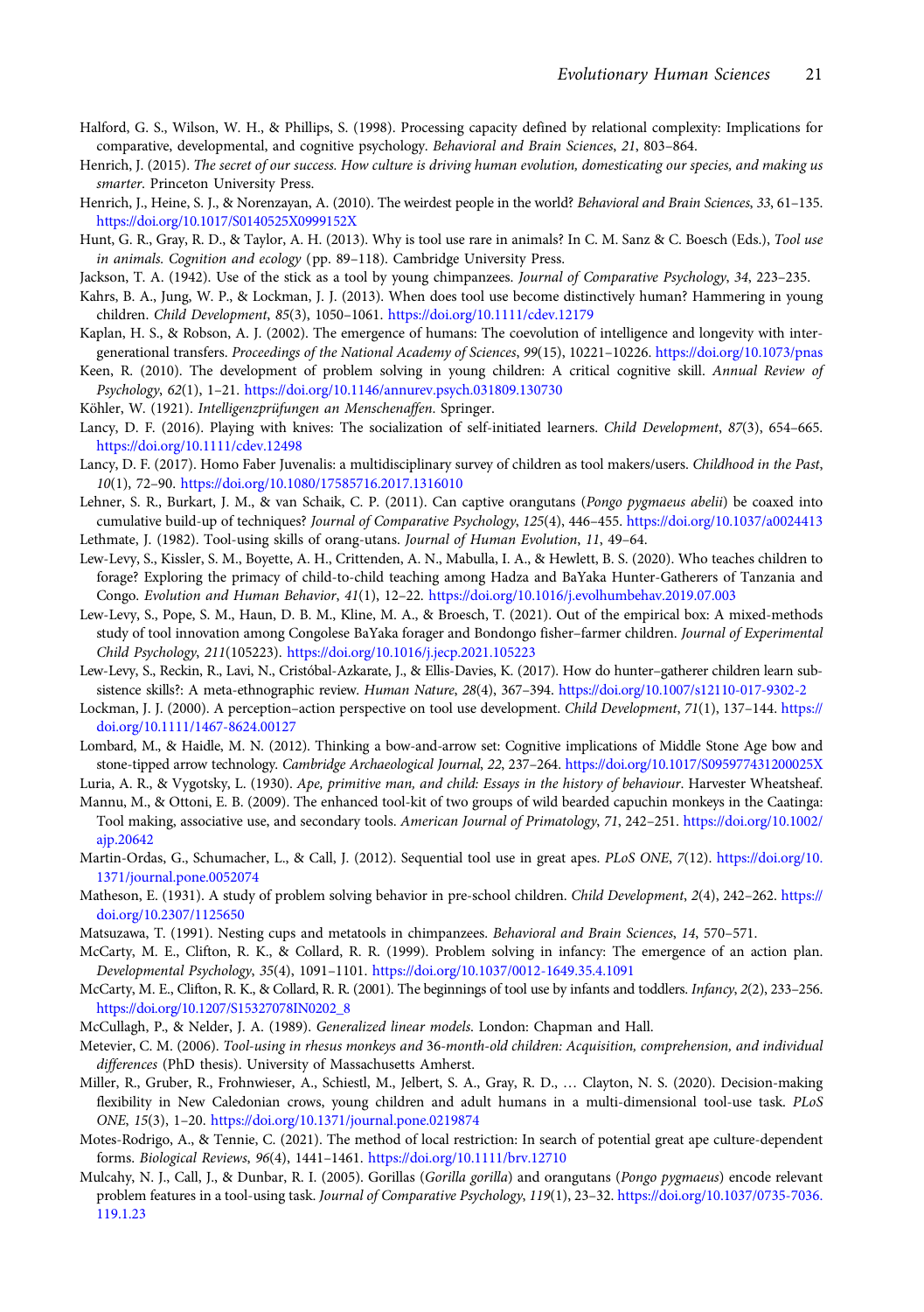Halford, G. S., Wilson, W. H., & Phillips, S. (1998). Processing capacity defined by relational complexity: Implications for comparative, developmental, and cognitive psychology. *Behavioral and Brain Sciences*, *21*, 803–864.

Henrich, J. (2015). *The secret of our success. How culture is driving human evolution, domesticating our species, and making us smarter*. Princeton University Press.

Henrich, J., Heine, S. J., & Norenzayan, A. (2010). The weirdest people in the world? *Behavioral and Brain Sciences*, *33*, 61–135. https://doi.org/10.1017/S0140525X0999152X

Hunt, G. R., Gray, R. D., & Taylor, A. H. (2013). Why is tool use rare in animals? In C. M. Sanz & C. Boesch (Eds.), *Tool use in animals. Cognition and ecology* (pp. 89–118). Cambridge University Press.

Jackson, T. A. (1942). Use of the stick as a tool by young chimpanzees. *Journal of Comparative Psychology*, *34*, 223–235.

Kahrs, B. A., Jung, W. P., & Lockman, J. J. (2013). When does tool use become distinctively human? Hammering in young children. *Child Development*, *85*(3), 1050–1061. https://doi.org/10.1111/cdev.12179

Kaplan, H. S., & Robson, A. J. (2002). The emergence of humans: The coevolution of intelligence and longevity with intergenerational transfers. *Proceedings of the National Academy of Sciences*, *99*(15), 10221–10226. https://doi.org/10.1073/pnas

Keen, R. (2010). The development of problem solving in young children: A critical cognitive skill. *Annual Review of Psychology*, *62*(1), 1–21. https://doi.org/10.1146/annurev.psych.031809.130730

Köhler, W. (1921). *Intelligenzprüfungen an Menschenaffen.* Springer.

Lancy, D. F. (2016). Playing with knives: The socialization of self-initiated learners. *Child Development*, *87*(3), 654–665. https://doi.org/10.1111/cdev.12498

Lancy, D. F. (2017). Homo Faber Juvenalis: a multidisciplinary survey of children as tool makers/users. *Childhood in the Past*, *10*(1), 72–90. https://doi.org/10.1080/17585716.2017.1316010

Lehner, S. R., Burkart, J. M., & van Schaik, C. P. (2011). Can captive orangutans (*Pongo pygmaeus abelii*) be coaxed into cumulative build-up of techniques? *Journal of Comparative Psychology*, *125*(4), 446–455. https://doi.org/10.1037/a0024413

Lethmate, J. (1982). Tool-using skills of orang-utans. *Journal of Human Evolution*, *11*, 49–64.

Lew-Levy, S., Kissler, S. M., Boyette, A. H., Crittenden, A. N., Mabulla, I. A., & Hewlett, B. S. (2020). Who teaches children to forage? Exploring the primacy of child-to-child teaching among Hadza and BaYaka Hunter-Gatherers of Tanzania and Congo. *Evolution and Human Behavior*, *41*(1), 12–22. https://doi.org/10.1016/j.evolhumbehav.2019.07.003

Lew-Levy, S., Pope, S. M., Haun, D. B. M., Kline, M. A., & Broesch, T. (2021). Out of the empirical box: A mixed-methods study of tool innovation among Congolese BaYaka forager and Bondongo fisher–farmer children. *Journal of Experimental Child Psychology*, *211*(105223). https://doi.org/10.1016/j.jecp.2021.105223

Lew-Levy, S., Reckin, R., Lavi, N., Cristóbal-Azkarate, J., & Ellis-Davies, K. (2017). How do hunter–gatherer children learn subsistence skills?: A meta-ethnographic review. *Human Nature*, *28*(4), 367–394. https://doi.org/10.1007/s12110-017-9302-2

Lockman, J. J. (2000). A perception–action perspective on tool use development. *Child Development*, *71*(1), 137–144. https://doi.org/10.1111/1467-8624.00127

Lombard, M., & Haidle, M. N. (2012). Thinking a bow-and-arrow set: Cognitive implications of Middle Stone Age bow and stone-tipped arrow technology. *Cambridge Archaeological Journal*, *22*, 237–264. https://doi.org/10.1017/S095977431200025X

Luria, A. R., & Vygotsky, L. (1930). *Ape, primitive man, and child: Essays in the history of behaviour*. Harvester Wheatsheaf.

Mannu, M., & Ottoni, E. B. (2009). The enhanced tool-kit of two groups of wild bearded capuchin monkeys in the Caatinga: Tool making, associative use, and secondary tools. *American Journal of Primatology*, *71*, 242–251. https://doi.org/10.1002/ajp.20642

Martin-Ordas, G., Schumacher, L., & Call, J. (2012). Sequential tool use in great apes. *PLoS ONE*, *7*(12). https://doi.org/10.1371/journal.pone.0052074

Matheson, E. (1931). A study of problem solving behavior in pre-school children. *Child Development*, *2*(4), 242–262. https://doi.org/10.2307/1125650

Matsuzawa, T. (1991). Nesting cups and metatools in chimpanzees. *Behavioral and Brain Sciences*, *14*, 570–571.

McCarty, M. E., Clifton, R. K., & Collard, R. R. (1999). Problem solving in infancy: The emergence of an action plan. *Developmental Psychology*, *35*(4), 1091–1101. https://doi.org/10.1037/0012-1649.35.4.1091

McCarty, M. E., Clifton, R. K., & Collard, R. R. (2001). The beginnings of tool use by infants and toddlers. *Infancy*, *2*(2), 233–256. https://doi.org/10.1207/S15327078IN0202_8

McCullagh, P., & Nelder, J. A. (1989). *Generalized linear models*. London: Chapman and Hall.

Metevier, C. M. (2006). *Tool-using in rhesus monkeys and 36-month-old children: Acquisition, comprehension, and individual differences* (PhD thesis). University of Massachusetts Amherst.

Miller, R., Gruber, R., Frohnwieser, A., Schiestl, M., Jelbert, S. A., Gray, R. D., … Clayton, N. S. (2020). Decision-making flexibility in New Caledonian crows, young children and adult humans in a multi-dimensional tool-use task. *PLoS ONE*, *15*(3), 1–20. https://doi.org/10.1371/journal.pone.0219874

Motes-Rodrigo, A., & Tennie, C. (2021). The method of local restriction: In search of potential great ape culture-dependent forms. *Biological Reviews*, *96*(4), 1441–1461. https://doi.org/10.1111/brv.12710

Mulcahy, N. J., Call, J., & Dunbar, R. I. (2005). Gorillas (*Gorilla gorilla*) and orangutans (*Pongo pygmaeus*) encode relevant problem features in a tool-using task. *Journal of Comparative Psychology*, *119*(1), 23–32. https://doi.org/10.1037/0735-7036.119.1.23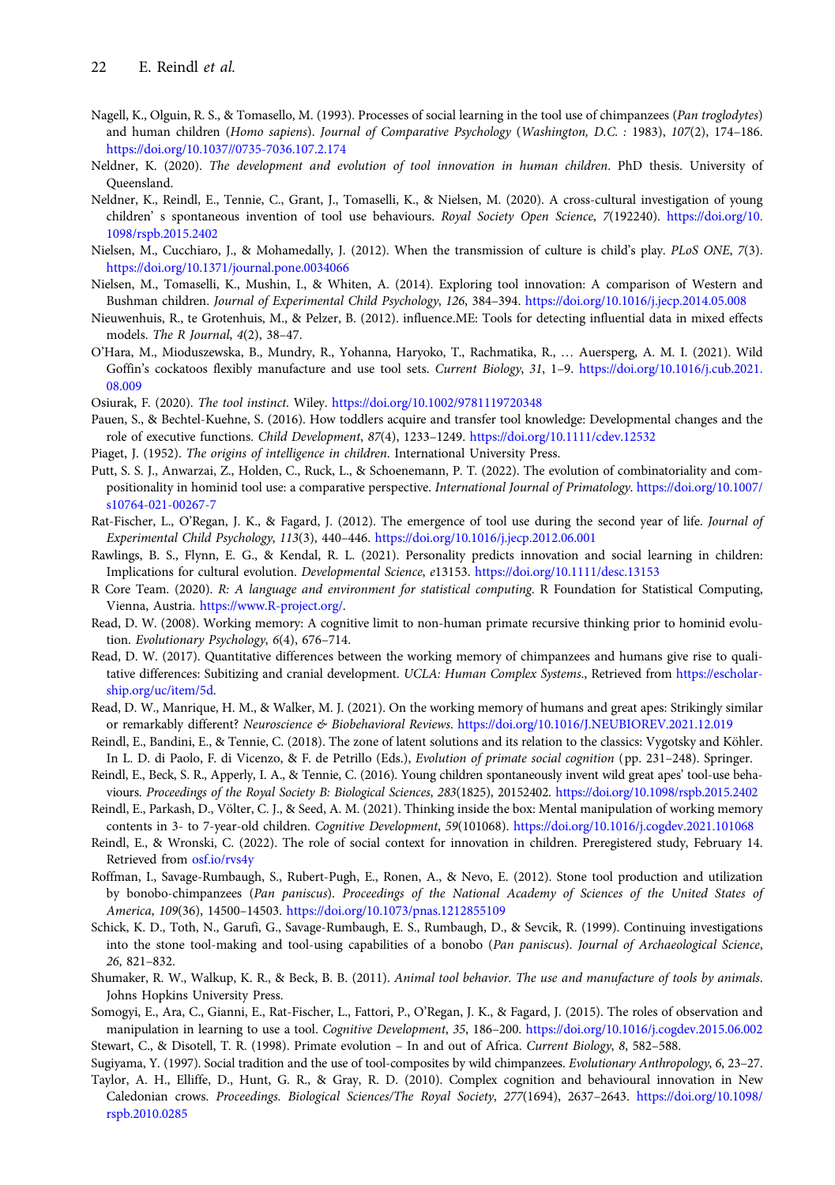Nagell, K., Olguin, R. S., & Tomasello, M. (1993). Processes of social learning in the tool use of chimpanzees (*Pan troglodytes*) and human children (*Homo sapiens*). *Journal of Comparative Psychology* (*Washington, D.C. : 1983*), *107*(2), 174–186. https://doi.org/10.1037//0735-7036.107.2.174

Neldner, K. (2020). *The development and evolution of tool innovation in human children*. PhD thesis. University of Queensland.

Neldner, K., Reindl, E., Tennie, C., Grant, J., Tomaselli, K., & Nielsen, M. (2020). A cross-cultural investigation of young children' s spontaneous invention of tool use behaviours. *Royal Society Open Science*, *7*(192240). https://doi.org/10.1098/rspb.2015.2402

Nielsen, M., Cucchiaro, J., & Mohamedally, J. (2012). When the transmission of culture is child's play. *PLoS ONE*, *7*(3). https://doi.org/10.1371/journal.pone.0034066

Nielsen, M., Tomaselli, K., Mushin, I., & Whiten, A. (2014). Exploring tool innovation: A comparison of Western and Bushman children. *Journal of Experimental Child Psychology*, *126*, 384–394. https://doi.org/10.1016/j.jecp.2014.05.008

Nieuwenhuis, R., te Grotenhuis, M., & Pelzer, B. (2012). influence.ME: Tools for detecting influential data in mixed effects models. *The R Journal*, *4*(2), 38–47.

O'Hara, M., Mioduszewska, B., Mundry, R., Yohanna, Haryoko, T., Rachmatika, R., … Auersperg, A. M. I. (2021). Wild Goffin's cockatoos flexibly manufacture and use tool sets. *Current Biology*, *31*, 1–9. https://doi.org/10.1016/j.cub.2021.08.009

Osiurak, F. (2020). *The tool instinct*. Wiley. https://doi.org/10.1002/9781119720348

Pauen, S., & Bechtel-Kuehne, S. (2016). How toddlers acquire and transfer tool knowledge: Developmental changes and the role of executive functions. *Child Development*, *87*(4), 1233–1249. https://doi.org/10.1111/cdev.12532

Piaget, J. (1952). *The origins of intelligence in children*. International University Press.

Putt, S. S. J., Anwarzai, Z., Holden, C., Ruck, L., & Schoenemann, P. T. (2022). The evolution of combinatoriality and compositionality in hominid tool use: a comparative perspective. *International Journal of Primatology*. https://doi.org/10.1007/s10764-021-00267-7

Rat-Fischer, L., O'Regan, J. K., & Fagard, J. (2012). The emergence of tool use during the second year of life. *Journal of Experimental Child Psychology*, *113*(3), 440–446. https://doi.org/10.1016/j.jecp.2012.06.001

Rawlings, B. S., Flynn, E. G., & Kendal, R. L. (2021). Personality predicts innovation and social learning in children: Implications for cultural evolution. *Developmental Science*, *e*13153. https://doi.org/10.1111/desc.13153

R Core Team. (2020). *R: A language and environment for statistical computing*. R Foundation for Statistical Computing, Vienna, Austria. https://www.R-project.org/.

Read, D. W. (2008). Working memory: A cognitive limit to non-human primate recursive thinking prior to hominid evolution. *Evolutionary Psychology*, *6*(4), 676–714.

Read, D. W. (2017). Quantitative differences between the working memory of chimpanzees and humans give rise to qualitative differences: Subitizing and cranial development. *UCLA: Human Complex Systems*., Retrieved from https://escholarship.org/uc/item/5d.

Read, D. W., Manrique, H. M., & Walker, M. J. (2021). On the working memory of humans and great apes: Strikingly similar or remarkably different? *Neuroscience & Biobehavioral Reviews*. https://doi.org/10.1016/J.NEUBIOREV.2021.12.019

Reindl, E., Bandini, E., & Tennie, C. (2018). The zone of latent solutions and its relation to the classics: Vygotsky and Köhler. In L. D. di Paolo, F. di Vicenzo, & F. de Petrillo (Eds.), *Evolution of primate social cognition* (pp. 231–248). Springer.

Reindl, E., Beck, S. R., Apperly, I. A., & Tennie, C. (2016). Young children spontaneously invent wild great apes' tool-use behaviours. *Proceedings of the Royal Society B: Biological Sciences*, *283*(1825), 20152402. https://doi.org/10.1098/rspb.2015.2402

Reindl, E., Parkash, D., Völter, C. J., & Seed, A. M. (2021). Thinking inside the box: Mental manipulation of working memory contents in 3- to 7-year-old children. *Cognitive Development*, *59*(101068). https://doi.org/10.1016/j.cogdev.2021.101068

Reindl, E., & Wronski, C. (2022). The role of social context for innovation in children. Preregistered study, February 14. Retrieved from osf.io/rvs4y

Roffman, I., Savage-Rumbaugh, S., Rubert-Pugh, E., Ronen, A., & Nevo, E. (2012). Stone tool production and utilization by bonobo-chimpanzees (*Pan paniscus*). *Proceedings of the National Academy of Sciences of the United States of America*, *109*(36), 14500–14503. https://doi.org/10.1073/pnas.1212855109

Schick, K. D., Toth, N., Garufi, G., Savage-Rumbaugh, E. S., Rumbaugh, D., & Sevcik, R. (1999). Continuing investigations into the stone tool-making and tool-using capabilities of a bonobo (*Pan paniscus*). *Journal of Archaeological Science*, *26*, 821–832.

Shumaker, R. W., Walkup, K. R., & Beck, B. B. (2011). *Animal tool behavior. The use and manufacture of tools by animals*. Johns Hopkins University Press.

Somogyi, E., Ara, C., Gianni, E., Rat-Fischer, L., Fattori, P., O'Regan, J. K., & Fagard, J. (2015). The roles of observation and manipulation in learning to use a tool. *Cognitive Development*, *35*, 186–200. https://doi.org/10.1016/j.cogdev.2015.06.002

Stewart, C., & Disotell, T. R. (1998). Primate evolution – In and out of Africa. *Current Biology*, *8*, 582–588.

Sugiyama, Y. (1997). Social tradition and the use of tool-composites by wild chimpanzees. *Evolutionary Anthropology*, *6*, 23–27.

Taylor, A. H., Elliffe, D., Hunt, G. R., & Gray, R. D. (2010). Complex cognition and behavioural innovation in New Caledonian crows. *Proceedings. Biological Sciences/The Royal Society*, *277*(1694), 2637–2643. https://doi.org/10.1098/rspb.2010.0285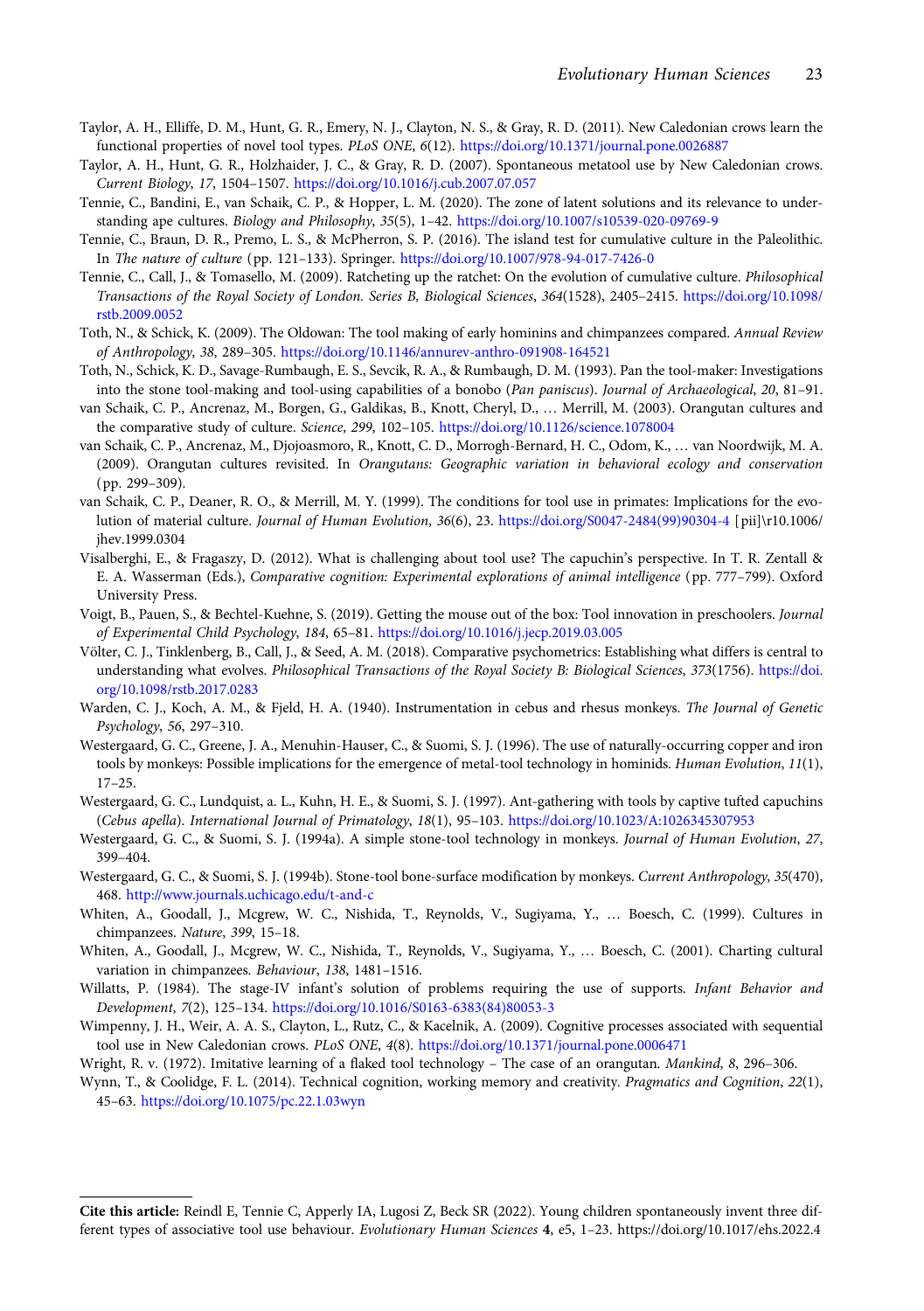Taylor, A. H., Elliffe, D. M., Hunt, G. R., Emery, N. J., Clayton, N. S., & Gray, R. D. (2011). New Caledonian crows learn the functional properties of novel tool types. *PLoS ONE*, *6*(12). https://doi.org/10.1371/journal.pone.0026887

Taylor, A. H., Hunt, G. R., Holzhaider, J. C., & Gray, R. D. (2007). Spontaneous metatool use by New Caledonian crows. *Current Biology*, *17*, 1504–1507. https://doi.org/10.1016/j.cub.2007.07.057

Tennie, C., Bandini, E., van Schaik, C. P., & Hopper, L. M. (2020). The zone of latent solutions and its relevance to understanding ape cultures. *Biology and Philosophy*, *35*(5), 1–42. https://doi.org/10.1007/s10539-020-09769-9

Tennie, C., Braun, D. R., Premo, L. S., & McPherron, S. P. (2016). The island test for cumulative culture in the Paleolithic. In *The nature of culture* (pp. 121–133). Springer. https://doi.org/10.1007/978-94-017-7426-0

Tennie, C., Call, J., & Tomasello, M. (2009). Ratcheting up the ratchet: On the evolution of cumulative culture. *Philosophical Transactions of the Royal Society of London. Series B, Biological Sciences*, *364*(1528), 2405–2415. https://doi.org/10.1098/rstb.2009.0052

Toth, N., & Schick, K. (2009). The Oldowan: The tool making of early hominins and chimpanzees compared. *Annual Review of Anthropology*, *38*, 289–305. https://doi.org/10.1146/annurev-anthro-091908-164521

Toth, N., Schick, K. D., Savage-Rumbaugh, E. S., Sevcik, R. A., & Rumbaugh, D. M. (1993). Pan the tool-maker: Investigations into the stone tool-making and tool-using capabilities of a bonobo (*Pan paniscus*). *Journal of Archaeological*, *20*, 81–91.

van Schaik, C. P., Ancrenaz, M., Borgen, G., Galdikas, B., Knott, Cheryl, D., … Merrill, M. (2003). Orangutan cultures and the comparative study of culture. *Science*, *299*, 102–105. https://doi.org/10.1126/science.1078004

van Schaik, C. P., Ancrenaz, M., Djojoasmoro, R., Knott, C. D., Morrogh-Bernard, H. C., Odom, K., … van Noordwijk, M. A. (2009). Orangutan cultures revisited. In *Orangutans: Geographic variation in behavioral ecology and conservation* (pp. 299–309).

van Schaik, C. P., Deaner, R. O., & Merrill, M. Y. (1999). The conditions for tool use in primates: Implications for the evolution of material culture. *Journal of Human Evolution*, *36*(6), 23. https://doi.org/S0047-2484(99)90304-4 [pii]\r10.1006/jhev.1999.0304

Visalberghi, E., & Fragaszy, D. (2012). What is challenging about tool use? The capuchin's perspective. In T. R. Zentall & E. A. Wasserman (Eds.), *Comparative cognition: Experimental explorations of animal intelligence* (pp. 777–799). Oxford University Press.

Voigt, B., Pauen, S., & Bechtel-Kuehne, S. (2019). Getting the mouse out of the box: Tool innovation in preschoolers. *Journal of Experimental Child Psychology*, *184*, 65–81. https://doi.org/10.1016/j.jecp.2019.03.005

Völter, C. J., Tinklenberg, B., Call, J., & Seed, A. M. (2018). Comparative psychometrics: Establishing what differs is central to understanding what evolves. *Philosophical Transactions of the Royal Society B: Biological Sciences*, *373*(1756). https://doi.org/10.1098/rstb.2017.0283

Warden, C. J., Koch, A. M., & Fjeld, H. A. (1940). Instrumentation in cebus and rhesus monkeys. *The Journal of Genetic Psychology*, *56*, 297–310.

Westergaard, G. C., Greene, J. A., Menuhin-Hauser, C., & Suomi, S. J. (1996). The use of naturally-occurring copper and iron tools by monkeys: Possible implications for the emergence of metal-tool technology in hominids. *Human Evolution*, *11*(1), 17–25.

Westergaard, G. C., Lundquist, a. L., Kuhn, H. E., & Suomi, S. J. (1997). Ant-gathering with tools by captive tufted capuchins (*Cebus apella*). *International Journal of Primatology*, *18*(1), 95–103. https://doi.org/10.1023/A:1026345307953

Westergaard, G. C., & Suomi, S. J. (1994a). A simple stone-tool technology in monkeys. *Journal of Human Evolution*, *27*, 399–404.

Westergaard, G. C., & Suomi, S. J. (1994b). Stone-tool bone-surface modification by monkeys. *Current Anthropology*, *35*(470), 468. http://www.journals.uchicago.edu/t-and-c

Whiten, A., Goodall, J., Mcgrew, W. C., Nishida, T., Reynolds, V., Sugiyama, Y., … Boesch, C. (1999). Cultures in chimpanzees. *Nature*, *399*, 15–18.

Whiten, A., Goodall, J., Mcgrew, W. C., Nishida, T., Reynolds, V., Sugiyama, Y., … Boesch, C. (2001). Charting cultural variation in chimpanzees. *Behaviour*, *138*, 1481–1516.

Willatts, P. (1984). The stage-IV infant's solution of problems requiring the use of supports. *Infant Behavior and Development*, *7*(2), 125–134. https://doi.org/10.1016/S0163-6383(84)80053-3

Wimpenny, J. H., Weir, A. A. S., Clayton, L., Rutz, C., & Kacelnik, A. (2009). Cognitive processes associated with sequential tool use in New Caledonian crows. *PLoS ONE*, *4*(8). https://doi.org/10.1371/journal.pone.0006471

Wright, R. v. (1972). Imitative learning of a flaked tool technology – The case of an orangutan. *Mankind*, *8*, 296–306.

Wynn, T., & Coolidge, F. L. (2014). Technical cognition, working memory and creativity. *Pragmatics and Cognition*, *22*(1), 45–63. https://doi.org/10.1075/pc.22.1.03wyn

**Cite this article:** Reindl E, Tennie C, Apperly IA, Lugosi Z, Beck SR (2022). Young children spontaneously invent three different types of associative tool use behaviour. *Evolutionary Human Sciences* **4**, e5, 1–23. https://doi.org/10.1017/ehs.2022.4